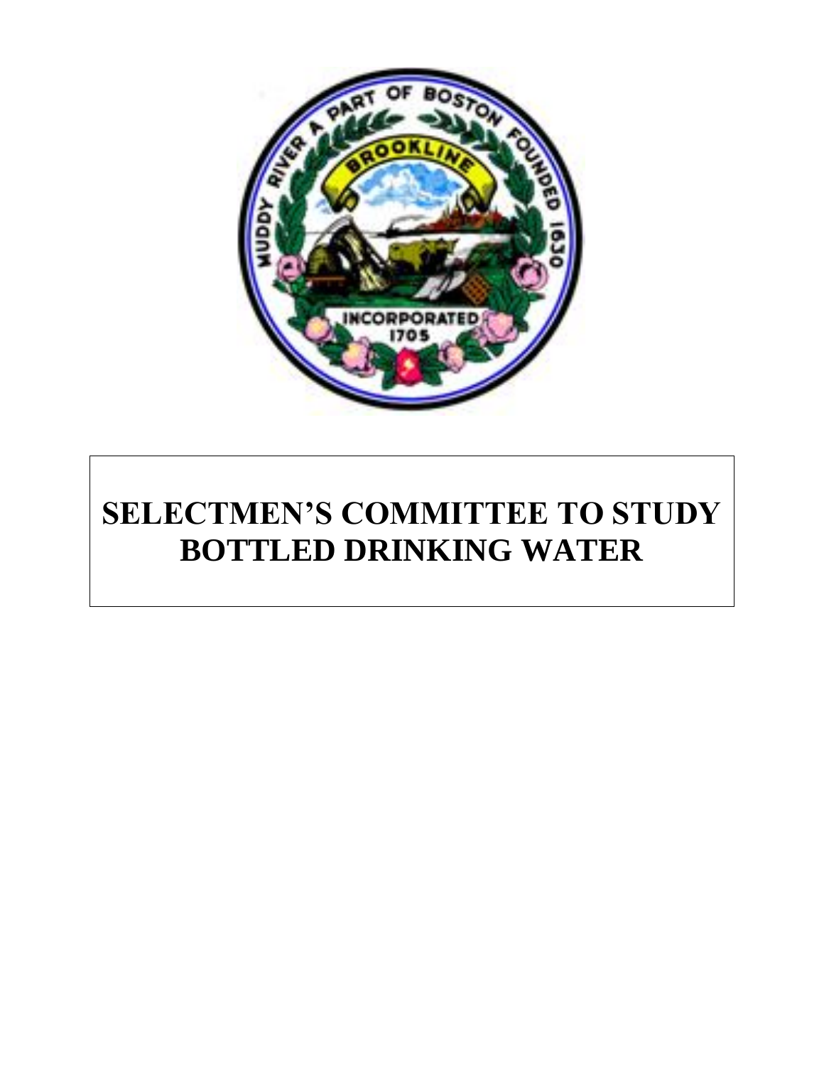# SELECTMEN'S COMMITTEE TO STUDY BOTTLED DRINKING WATER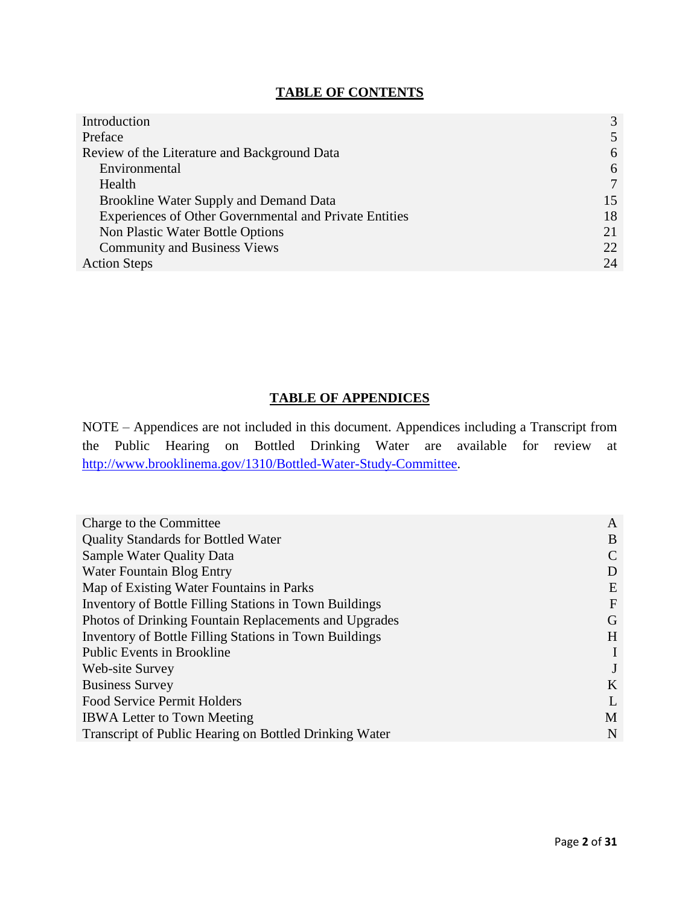## TABLE OF CONTENTS

| | |
|---|---|
| Introduction | 3 |
| Preface | 5 |
| Review of the Literature and Background Data | 6 |
| Environmental | 6 |
| Health | 7 |
| Brookline Water Supply and Demand Data | 15 |
| Experiences of Other Governmental and Private Entities | 18 |
| Non Plastic Water Bottle Options | 21 |
| Community and Business Views | 22 |
| Action Steps | 24 |

## TABLE OF APPENDICES

NOTE – Appendices are not included in this document. Appendices including a Transcript from the Public Hearing on Bottled Drinking Water are available for review at http://www.brooklinema.gov/1310/Bottled-Water-Study-Committee.

| | |
|---|---|
| Charge to the Committee | A |
| Quality Standards for Bottled Water | B |
| Sample Water Quality Data | C |
| Water Fountain Blog Entry | D |
| Map of Existing Water Fountains in Parks | E |
| Inventory of Bottle Filling Stations in Town Buildings | F |
| Photos of Drinking Fountain Replacements and Upgrades | G |
| Inventory of Bottle Filling Stations in Town Buildings | H |
| Public Events in Brookline | I |
| Web-site Survey | J |
| Business Survey | K |
| Food Service Permit Holders | L |
| IBWA Letter to Town Meeting | M |
| Transcript of Public Hearing on Bottled Drinking Water | N |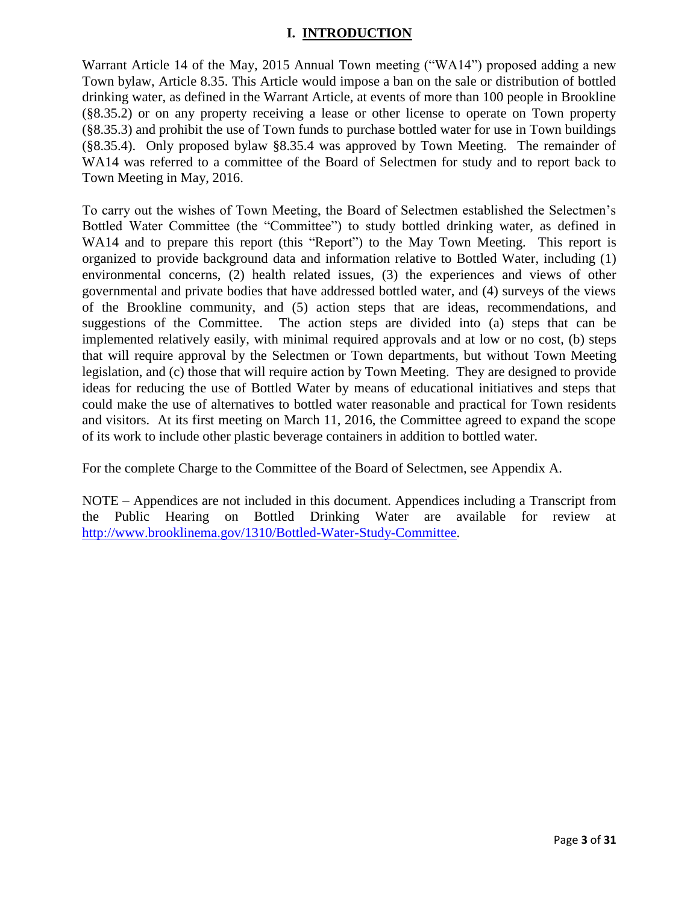# I. INTRODUCTION

Warrant Article 14 of the May, 2015 Annual Town meeting ("WA14") proposed adding a new Town bylaw, Article 8.35. This Article would impose a ban on the sale or distribution of bottled drinking water, as defined in the Warrant Article, at events of more than 100 people in Brookline (§8.35.2) or on any property receiving a lease or other license to operate on Town property (§8.35.3) and prohibit the use of Town funds to purchase bottled water for use in Town buildings (§8.35.4). Only proposed bylaw §8.35.4 was approved by Town Meeting. The remainder of WA14 was referred to a committee of the Board of Selectmen for study and to report back to Town Meeting in May, 2016.

To carry out the wishes of Town Meeting, the Board of Selectmen established the Selectmen's Bottled Water Committee (the "Committee") to study bottled drinking water, as defined in WA14 and to prepare this report (this "Report") to the May Town Meeting. This report is organized to provide background data and information relative to Bottled Water, including (1) environmental concerns, (2) health related issues, (3) the experiences and views of other governmental and private bodies that have addressed bottled water, and (4) surveys of the views of the Brookline community, and (5) action steps that are ideas, recommendations, and suggestions of the Committee. The action steps are divided into (a) steps that can be implemented relatively easily, with minimal required approvals and at low or no cost, (b) steps that will require approval by the Selectmen or Town departments, but without Town Meeting legislation, and (c) those that will require action by Town Meeting. They are designed to provide ideas for reducing the use of Bottled Water by means of educational initiatives and steps that could make the use of alternatives to bottled water reasonable and practical for Town residents and visitors. At its first meeting on March 11, 2016, the Committee agreed to expand the scope of its work to include other plastic beverage containers in addition to bottled water.

For the complete Charge to the Committee of the Board of Selectmen, see Appendix A.

NOTE – Appendices are not included in this document. Appendices including a Transcript from the Public Hearing on Bottled Drinking Water are available for review at [http://www.brooklinema.gov/1310/Bottled-Water-Study-Committee](http://www.brooklinema.gov/1310/Bottled-Water-Study-Committee).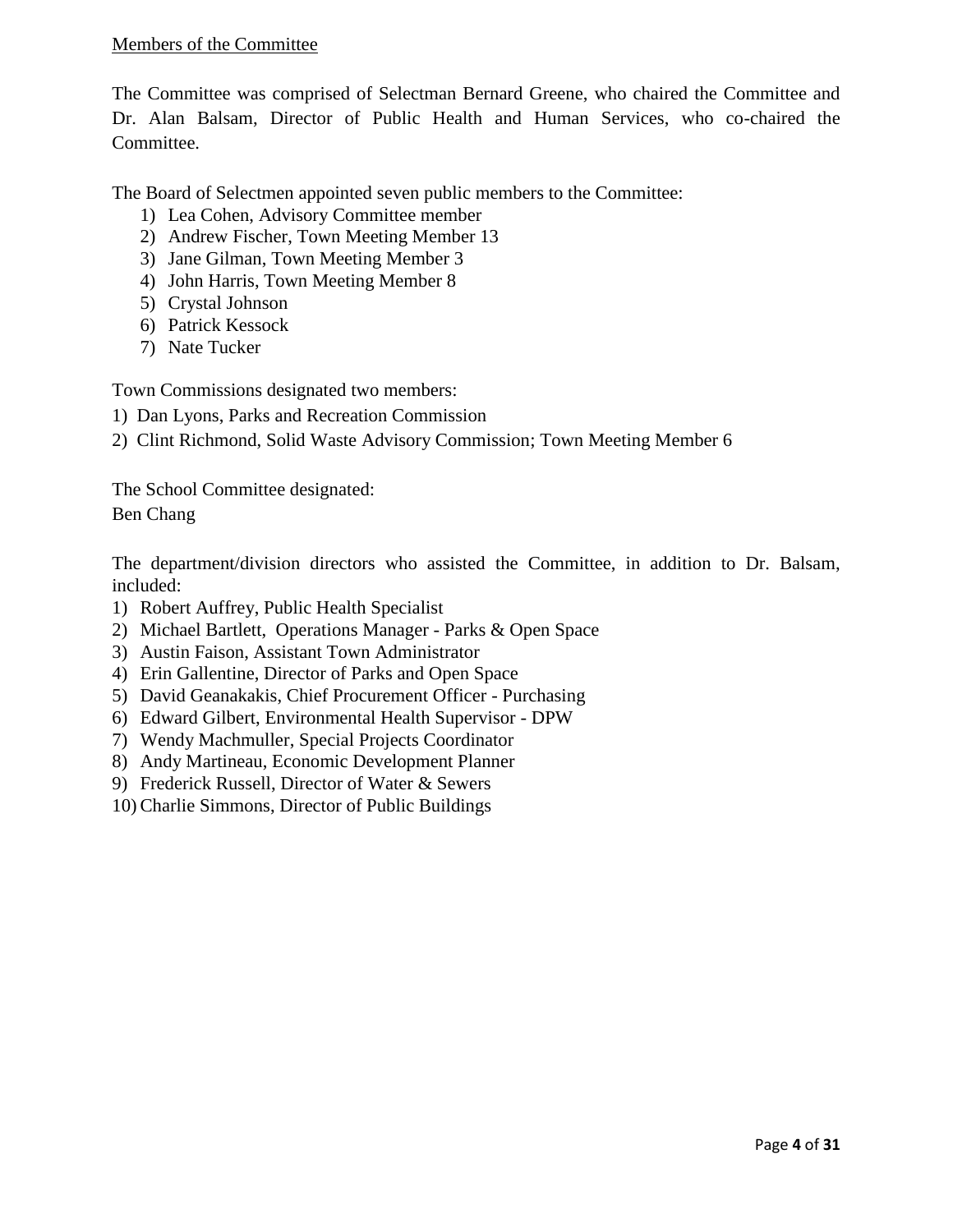Members of the Committee

The Committee was comprised of Selectman Bernard Greene, who chaired the Committee and Dr. Alan Balsam, Director of Public Health and Human Services, who co-chaired the Committee.

The Board of Selectmen appointed seven public members to the Committee:

1) Lea Cohen, Advisory Committee member
2) Andrew Fischer, Town Meeting Member 13
3) Jane Gilman, Town Meeting Member 3
4) John Harris, Town Meeting Member 8
5) Crystal Johnson
6) Patrick Kessock
7) Nate Tucker

Town Commissions designated two members:

1) Dan Lyons, Parks and Recreation Commission
2) Clint Richmond, Solid Waste Advisory Commission; Town Meeting Member 6

The School Committee designated:
Ben Chang

The department/division directors who assisted the Committee, in addition to Dr. Balsam, included:

1) Robert Auffrey, Public Health Specialist
2) Michael Bartlett, Operations Manager - Parks & Open Space
3) Austin Faison, Assistant Town Administrator
4) Erin Gallentine, Director of Parks and Open Space
5) David Geanakakis, Chief Procurement Officer - Purchasing
6) Edward Gilbert, Environmental Health Supervisor - DPW
7) Wendy Machmuller, Special Projects Coordinator
8) Andy Martineau, Economic Development Planner
9) Frederick Russell, Director of Water & Sewers
10) Charlie Simmons, Director of Public Buildings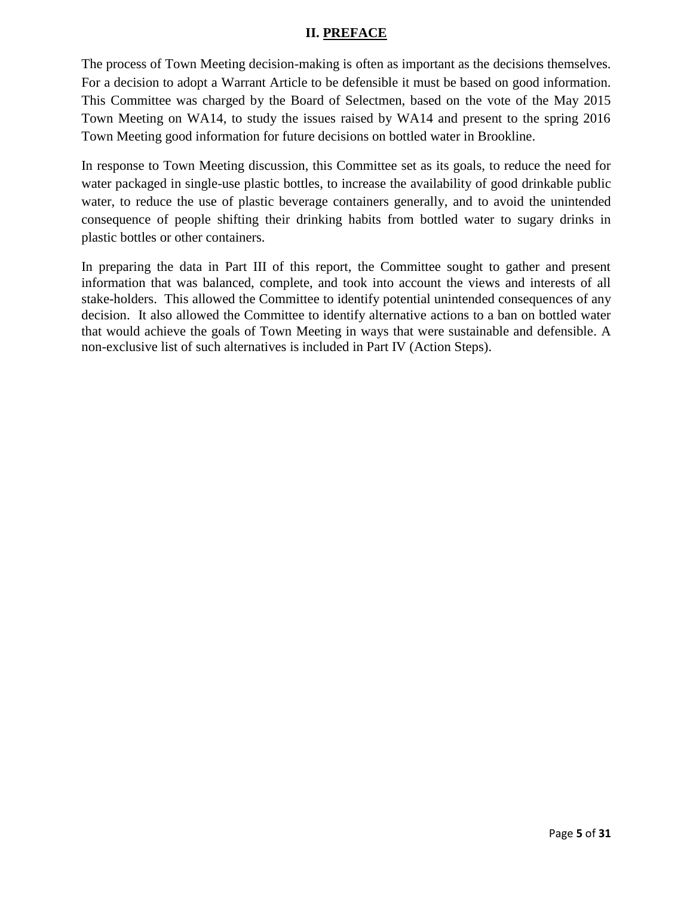## II. PREFACE

The process of Town Meeting decision-making is often as important as the decisions themselves. For a decision to adopt a Warrant Article to be defensible it must be based on good information. This Committee was charged by the Board of Selectmen, based on the vote of the May 2015 Town Meeting on WA14, to study the issues raised by WA14 and present to the spring 2016 Town Meeting good information for future decisions on bottled water in Brookline.

In response to Town Meeting discussion, this Committee set as its goals, to reduce the need for water packaged in single-use plastic bottles, to increase the availability of good drinkable public water, to reduce the use of plastic beverage containers generally, and to avoid the unintended consequence of people shifting their drinking habits from bottled water to sugary drinks in plastic bottles or other containers.

In preparing the data in Part III of this report, the Committee sought to gather and present information that was balanced, complete, and took into account the views and interests of all stake-holders. This allowed the Committee to identify potential unintended consequences of any decision. It also allowed the Committee to identify alternative actions to a ban on bottled water that would achieve the goals of Town Meeting in ways that were sustainable and defensible. A non-exclusive list of such alternatives is included in Part IV (Action Steps).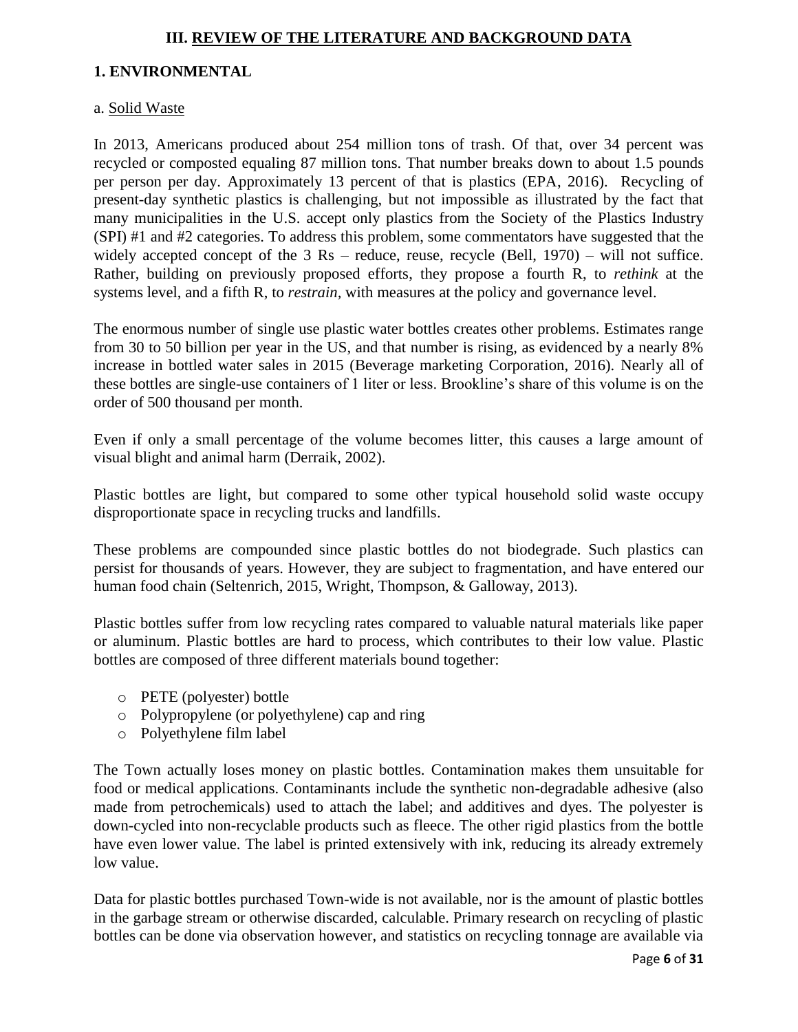## III. REVIEW OF THE LITERATURE AND BACKGROUND DATA

### 1. ENVIRONMENTAL

a. Solid Waste

In 2013, Americans produced about 254 million tons of trash. Of that, over 34 percent was recycled or composted equaling 87 million tons. That number breaks down to about 1.5 pounds per person per day. Approximately 13 percent of that is plastics (EPA, 2016). Recycling of present-day synthetic plastics is challenging, but not impossible as illustrated by the fact that many municipalities in the U.S. accept only plastics from the Society of the Plastics Industry (SPI) #1 and #2 categories. To address this problem, some commentators have suggested that the widely accepted concept of the 3 Rs – reduce, reuse, recycle (Bell, 1970) – will not suffice. Rather, building on previously proposed efforts, they propose a fourth R, to *rethink* at the systems level, and a fifth R, to *restrain*, with measures at the policy and governance level.

The enormous number of single use plastic water bottles creates other problems. Estimates range from 30 to 50 billion per year in the US, and that number is rising, as evidenced by a nearly 8% increase in bottled water sales in 2015 (Beverage marketing Corporation, 2016). Nearly all of these bottles are single-use containers of 1 liter or less. Brookline's share of this volume is on the order of 500 thousand per month.

Even if only a small percentage of the volume becomes litter, this causes a large amount of visual blight and animal harm (Derraik, 2002).

Plastic bottles are light, but compared to some other typical household solid waste occupy disproportionate space in recycling trucks and landfills.

These problems are compounded since plastic bottles do not biodegrade. Such plastics can persist for thousands of years. However, they are subject to fragmentation, and have entered our human food chain (Seltenrich, 2015, Wright, Thompson, & Galloway, 2013).

Plastic bottles suffer from low recycling rates compared to valuable natural materials like paper or aluminum. Plastic bottles are hard to process, which contributes to their low value. Plastic bottles are composed of three different materials bound together:

- PETE (polyester) bottle
- Polypropylene (or polyethylene) cap and ring
- Polyethylene film label

The Town actually loses money on plastic bottles. Contamination makes them unsuitable for food or medical applications. Contaminants include the synthetic non-degradable adhesive (also made from petrochemicals) used to attach the label; and additives and dyes. The polyester is down-cycled into non-recyclable products such as fleece. The other rigid plastics from the bottle have even lower value. The label is printed extensively with ink, reducing its already extremely low value.

Data for plastic bottles purchased Town-wide is not available, nor is the amount of plastic bottles in the garbage stream or otherwise discarded, calculable. Primary research on recycling of plastic bottles can be done via observation however, and statistics on recycling tonnage are available via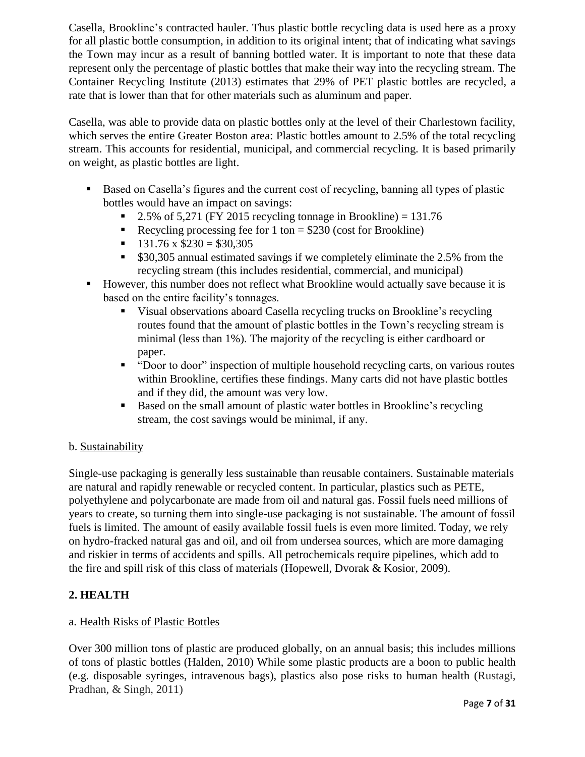Casella, Brookline's contracted hauler. Thus plastic bottle recycling data is used here as a proxy for all plastic bottle consumption, in addition to its original intent; that of indicating what savings the Town may incur as a result of banning bottled water. It is important to note that these data represent only the percentage of plastic bottles that make their way into the recycling stream. The Container Recycling Institute (2013) estimates that 29% of PET plastic bottles are recycled, a rate that is lower than that for other materials such as aluminum and paper.

Casella, was able to provide data on plastic bottles only at the level of their Charlestown facility, which serves the entire Greater Boston area: Plastic bottles amount to 2.5% of the total recycling stream. This accounts for residential, municipal, and commercial recycling. It is based primarily on weight, as plastic bottles are light.

- Based on Casella's figures and the current cost of recycling, banning all types of plastic bottles would have an impact on savings:
  - 2.5% of 5,271 (FY 2015 recycling tonnage in Brookline) = 131.76
  - Recycling processing fee for 1 ton = $230 (cost for Brookline)
  - 131.76 x $230 = $30,305
  - $30,305 annual estimated savings if we completely eliminate the 2.5% from the recycling stream (this includes residential, commercial, and municipal)
- However, this number does not reflect what Brookline would actually save because it is based on the entire facility's tonnages.
  - Visual observations aboard Casella recycling trucks on Brookline's recycling routes found that the amount of plastic bottles in the Town's recycling stream is minimal (less than 1%). The majority of the recycling is either cardboard or paper.
  - "Door to door" inspection of multiple household recycling carts, on various routes within Brookline, certifies these findings. Many carts did not have plastic bottles and if they did, the amount was very low.
  - Based on the small amount of plastic water bottles in Brookline's recycling stream, the cost savings would be minimal, if any.

b. Sustainability

Single-use packaging is generally less sustainable than reusable containers. Sustainable materials are natural and rapidly renewable or recycled content. In particular, plastics such as PETE, polyethylene and polycarbonate are made from oil and natural gas. Fossil fuels need millions of years to create, so turning them into single-use packaging is not sustainable. The amount of fossil fuels is limited. The amount of easily available fossil fuels is even more limited. Today, we rely on hydro-fracked natural gas and oil, and oil from undersea sources, which are more damaging and riskier in terms of accidents and spills. All petrochemicals require pipelines, which add to the fire and spill risk of this class of materials (Hopewell, Dvorak & Kosior, 2009).

## 2. HEALTH

a. Health Risks of Plastic Bottles

Over 300 million tons of plastic are produced globally, on an annual basis; this includes millions of tons of plastic bottles (Halden, 2010) While some plastic products are a boon to public health (e.g. disposable syringes, intravenous bags), plastics also pose risks to human health (Rustagi, Pradhan, & Singh, 2011)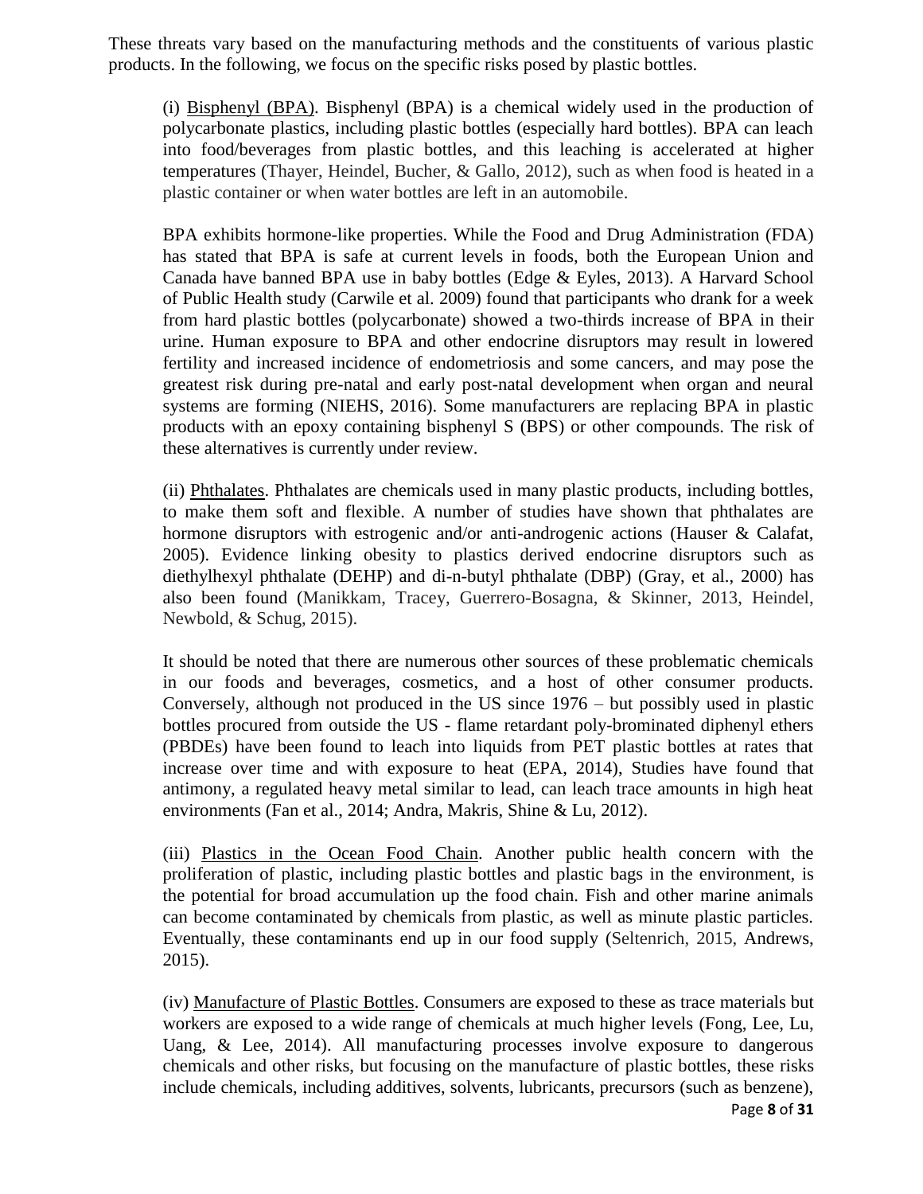These threats vary based on the manufacturing methods and the constituents of various plastic products. In the following, we focus on the specific risks posed by plastic bottles.

(i) <u>Bisphenyl (BPA)</u>. Bisphenyl (BPA) is a chemical widely used in the production of polycarbonate plastics, including plastic bottles (especially hard bottles). BPA can leach into food/beverages from plastic bottles, and this leaching is accelerated at higher temperatures (Thayer, Heindel, Bucher, & Gallo, 2012), such as when food is heated in a plastic container or when water bottles are left in an automobile.

BPA exhibits hormone-like properties. While the Food and Drug Administration (FDA) has stated that BPA is safe at current levels in foods, both the European Union and Canada have banned BPA use in baby bottles (Edge & Eyles, 2013). A Harvard School of Public Health study (Carwile et al. 2009) found that participants who drank for a week from hard plastic bottles (polycarbonate) showed a two-thirds increase of BPA in their urine. Human exposure to BPA and other endocrine disruptors may result in lowered fertility and increased incidence of endometriosis and some cancers, and may pose the greatest risk during pre-natal and early post-natal development when organ and neural systems are forming (NIEHS, 2016). Some manufacturers are replacing BPA in plastic products with an epoxy containing bisphenyl S (BPS) or other compounds. The risk of these alternatives is currently under review.

(ii) <u>Phthalates</u>. Phthalates are chemicals used in many plastic products, including bottles, to make them soft and flexible. A number of studies have shown that phthalates are hormone disruptors with estrogenic and/or anti-androgenic actions (Hauser & Calafat, 2005). Evidence linking obesity to plastics derived endocrine disruptors such as diethylhexyl phthalate (DEHP) and di-n-butyl phthalate (DBP) (Gray, et al., 2000) has also been found (Manikkam, Tracey, Guerrero-Bosagna, & Skinner, 2013, Heindel, Newbold, & Schug, 2015).

It should be noted that there are numerous other sources of these problematic chemicals in our foods and beverages, cosmetics, and a host of other consumer products. Conversely, although not produced in the US since 1976 – but possibly used in plastic bottles procured from outside the US - flame retardant poly-brominated diphenyl ethers (PBDEs) have been found to leach into liquids from PET plastic bottles at rates that increase over time and with exposure to heat (EPA, 2014), Studies have found that antimony, a regulated heavy metal similar to lead, can leach trace amounts in high heat environments (Fan et al., 2014; Andra, Makris, Shine & Lu, 2012).

(iii) <u>Plastics in the Ocean Food Chain</u>. Another public health concern with the proliferation of plastic, including plastic bottles and plastic bags in the environment, is the potential for broad accumulation up the food chain. Fish and other marine animals can become contaminated by chemicals from plastic, as well as minute plastic particles. Eventually, these contaminants end up in our food supply (Seltenrich, 2015, Andrews, 2015).

(iv) <u>Manufacture of Plastic Bottles</u>. Consumers are exposed to these as trace materials but workers are exposed to a wide range of chemicals at much higher levels (Fong, Lee, Lu, Uang, & Lee, 2014). All manufacturing processes involve exposure to dangerous chemicals and other risks, but focusing on the manufacture of plastic bottles, these risks include chemicals, including additives, solvents, lubricants, precursors (such as benzene),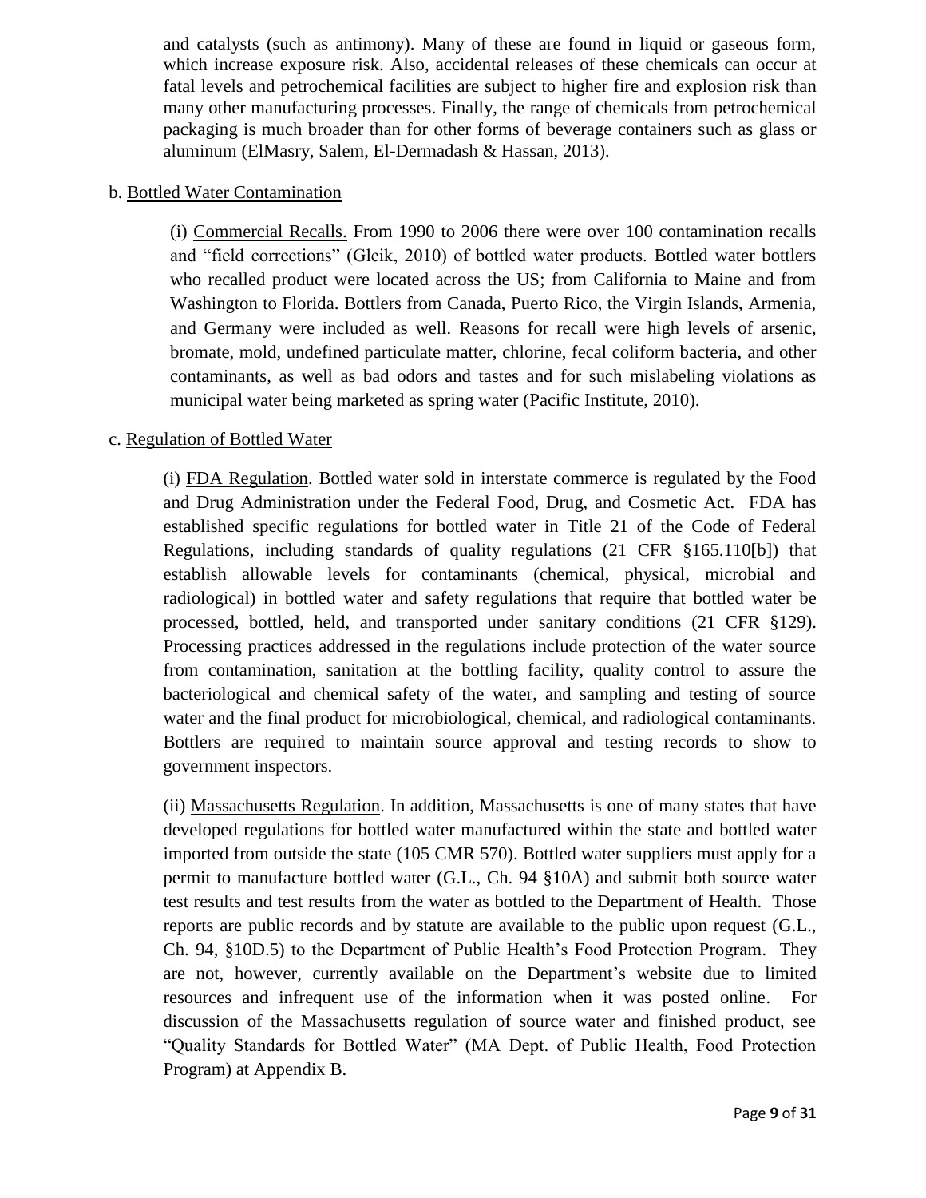and catalysts (such as antimony). Many of these are found in liquid or gaseous form, which increase exposure risk. Also, accidental releases of these chemicals can occur at fatal levels and petrochemical facilities are subject to higher fire and explosion risk than many other manufacturing processes. Finally, the range of chemicals from petrochemical packaging is much broader than for other forms of beverage containers such as glass or aluminum (ElMasry, Salem, El-Dermadash & Hassan, 2013).

b. <u>Bottled Water Contamination</u>

(i) <u>Commercial Recalls.</u> From 1990 to 2006 there were over 100 contamination recalls and "field corrections" (Gleik, 2010) of bottled water products. Bottled water bottlers who recalled product were located across the US; from California to Maine and from Washington to Florida. Bottlers from Canada, Puerto Rico, the Virgin Islands, Armenia, and Germany were included as well. Reasons for recall were high levels of arsenic, bromate, mold, undefined particulate matter, chlorine, fecal coliform bacteria, and other contaminants, as well as bad odors and tastes and for such mislabeling violations as municipal water being marketed as spring water (Pacific Institute, 2010).

c. <u>Regulation of Bottled Water</u>

(i) <u>FDA Regulation</u>. Bottled water sold in interstate commerce is regulated by the Food and Drug Administration under the Federal Food, Drug, and Cosmetic Act. FDA has established specific regulations for bottled water in Title 21 of the Code of Federal Regulations, including standards of quality regulations (21 CFR §165.110[b]) that establish allowable levels for contaminants (chemical, physical, microbial and radiological) in bottled water and safety regulations that require that bottled water be processed, bottled, held, and transported under sanitary conditions (21 CFR §129). Processing practices addressed in the regulations include protection of the water source from contamination, sanitation at the bottling facility, quality control to assure the bacteriological and chemical safety of the water, and sampling and testing of source water and the final product for microbiological, chemical, and radiological contaminants. Bottlers are required to maintain source approval and testing records to show to government inspectors.

(ii) <u>Massachusetts Regulation</u>. In addition, Massachusetts is one of many states that have developed regulations for bottled water manufactured within the state and bottled water imported from outside the state (105 CMR 570). Bottled water suppliers must apply for a permit to manufacture bottled water (G.L., Ch. 94 §10A) and submit both source water test results and test results from the water as bottled to the Department of Health. Those reports are public records and by statute are available to the public upon request (G.L., Ch. 94, §10D.5) to the Department of Public Health's Food Protection Program. They are not, however, currently available on the Department's website due to limited resources and infrequent use of the information when it was posted online. For discussion of the Massachusetts regulation of source water and finished product, see "Quality Standards for Bottled Water" (MA Dept. of Public Health, Food Protection Program) at Appendix B.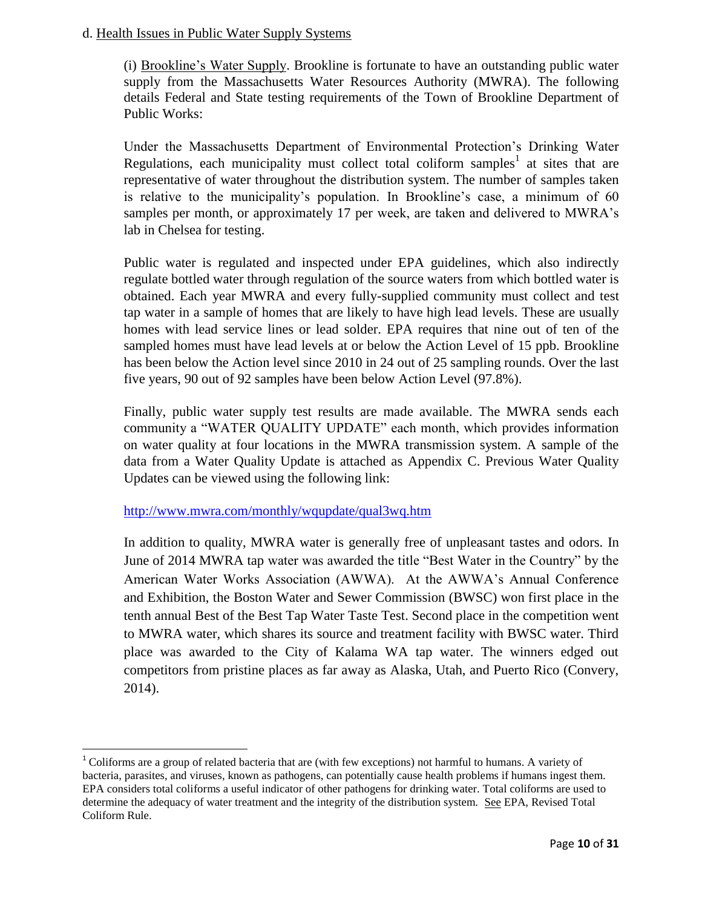d. Health Issues in Public Water Supply Systems

(i) Brookline's Water Supply. Brookline is fortunate to have an outstanding public water supply from the Massachusetts Water Resources Authority (MWRA). The following details Federal and State testing requirements of the Town of Brookline Department of Public Works:

Under the Massachusetts Department of Environmental Protection's Drinking Water Regulations, each municipality must collect total coliform samples[1] at sites that are representative of water throughout the distribution system. The number of samples taken is relative to the municipality's population. In Brookline's case, a minimum of 60 samples per month, or approximately 17 per week, are taken and delivered to MWRA's lab in Chelsea for testing.

Public water is regulated and inspected under EPA guidelines, which also indirectly regulate bottled water through regulation of the source waters from which bottled water is obtained. Each year MWRA and every fully-supplied community must collect and test tap water in a sample of homes that are likely to have high lead levels. These are usually homes with lead service lines or lead solder. EPA requires that nine out of ten of the sampled homes must have lead levels at or below the Action Level of 15 ppb. Brookline has been below the Action level since 2010 in 24 out of 25 sampling rounds. Over the last five years, 90 out of 92 samples have been below Action Level (97.8%).

Finally, public water supply test results are made available. The MWRA sends each community a "WATER QUALITY UPDATE" each month, which provides information on water quality at four locations in the MWRA transmission system. A sample of the data from a Water Quality Update is attached as Appendix C. Previous Water Quality Updates can be viewed using the following link:

http://www.mwra.com/monthly/wqupdate/qual3wq.htm

In addition to quality, MWRA water is generally free of unpleasant tastes and odors. In June of 2014 MWRA tap water was awarded the title "Best Water in the Country" by the American Water Works Association (AWWA). At the AWWA's Annual Conference and Exhibition, the Boston Water and Sewer Commission (BWSC) won first place in the tenth annual Best of the Best Tap Water Taste Test. Second place in the competition went to MWRA water, which shares its source and treatment facility with BWSC water. Third place was awarded to the City of Kalama WA tap water. The winners edged out competitors from pristine places as far away as Alaska, Utah, and Puerto Rico (Convery, 2014).

---

[1] Coliforms are a group of related bacteria that are (with few exceptions) not harmful to humans. A variety of bacteria, parasites, and viruses, known as pathogens, can potentially cause health problems if humans ingest them. EPA considers total coliforms a useful indicator of other pathogens for drinking water. Total coliforms are used to determine the adequacy of water treatment and the integrity of the distribution system. See EPA, Revised Total Coliform Rule.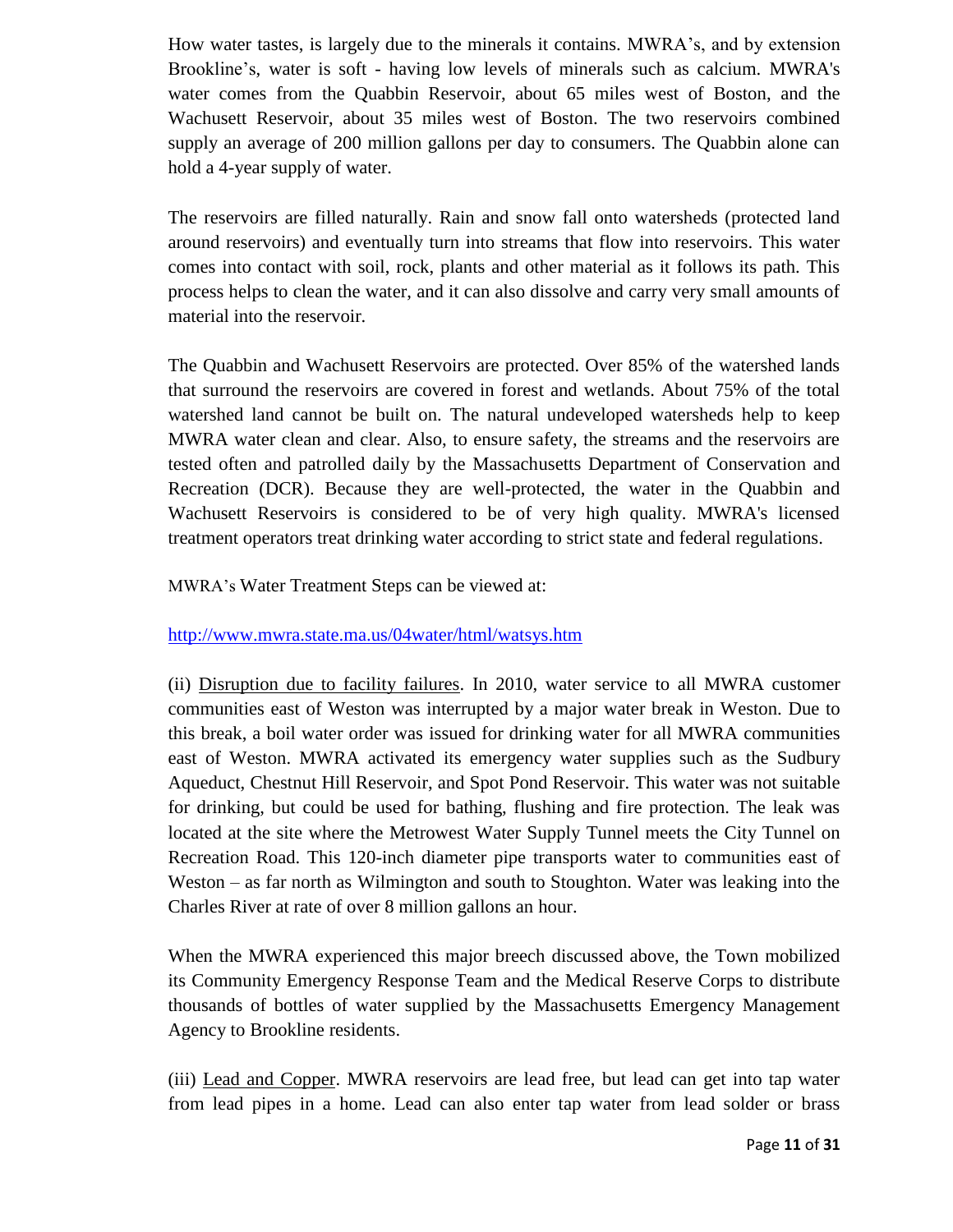How water tastes, is largely due to the minerals it contains. MWRA's, and by extension Brookline's, water is soft - having low levels of minerals such as calcium. MWRA's water comes from the Quabbin Reservoir, about 65 miles west of Boston, and the Wachusett Reservoir, about 35 miles west of Boston. The two reservoirs combined supply an average of 200 million gallons per day to consumers. The Quabbin alone can hold a 4-year supply of water.

The reservoirs are filled naturally. Rain and snow fall onto watersheds (protected land around reservoirs) and eventually turn into streams that flow into reservoirs. This water comes into contact with soil, rock, plants and other material as it follows its path. This process helps to clean the water, and it can also dissolve and carry very small amounts of material into the reservoir.

The Quabbin and Wachusett Reservoirs are protected. Over 85% of the watershed lands that surround the reservoirs are covered in forest and wetlands. About 75% of the total watershed land cannot be built on. The natural undeveloped watersheds help to keep MWRA water clean and clear. Also, to ensure safety, the streams and the reservoirs are tested often and patrolled daily by the Massachusetts Department of Conservation and Recreation (DCR). Because they are well-protected, the water in the Quabbin and Wachusett Reservoirs is considered to be of very high quality. MWRA's licensed treatment operators treat drinking water according to strict state and federal regulations.

MWRA's Water Treatment Steps can be viewed at:

[http://www.mwra.state.ma.us/04water/html/watsys.htm](http://www.mwra.state.ma.us/04water/html/watsys.htm)

(ii) Disruption due to facility failures. In 2010, water service to all MWRA customer communities east of Weston was interrupted by a major water break in Weston. Due to this break, a boil water order was issued for drinking water for all MWRA communities east of Weston. MWRA activated its emergency water supplies such as the Sudbury Aqueduct, Chestnut Hill Reservoir, and Spot Pond Reservoir. This water was not suitable for drinking, but could be used for bathing, flushing and fire protection. The leak was located at the site where the Metrowest Water Supply Tunnel meets the City Tunnel on Recreation Road. This 120-inch diameter pipe transports water to communities east of Weston – as far north as Wilmington and south to Stoughton. Water was leaking into the Charles River at rate of over 8 million gallons an hour.

When the MWRA experienced this major breech discussed above, the Town mobilized its Community Emergency Response Team and the Medical Reserve Corps to distribute thousands of bottles of water supplied by the Massachusetts Emergency Management Agency to Brookline residents.

(iii) Lead and Copper. MWRA reservoirs are lead free, but lead can get into tap water from lead pipes in a home. Lead can also enter tap water from lead solder or brass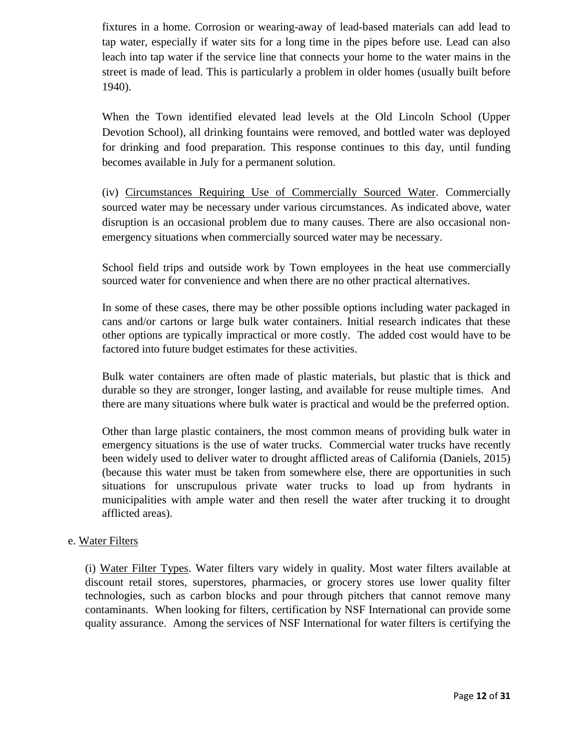fixtures in a home. Corrosion or wearing-away of lead-based materials can add lead to tap water, especially if water sits for a long time in the pipes before use. Lead can also leach into tap water if the service line that connects your home to the water mains in the street is made of lead. This is particularly a problem in older homes (usually built before 1940).

When the Town identified elevated lead levels at the Old Lincoln School (Upper Devotion School), all drinking fountains were removed, and bottled water was deployed for drinking and food preparation. This response continues to this day, until funding becomes available in July for a permanent solution.

(iv) Circumstances Requiring Use of Commercially Sourced Water. Commercially sourced water may be necessary under various circumstances. As indicated above, water disruption is an occasional problem due to many causes. There are also occasional non-emergency situations when commercially sourced water may be necessary.

School field trips and outside work by Town employees in the heat use commercially sourced water for convenience and when there are no other practical alternatives.

In some of these cases, there may be other possible options including water packaged in cans and/or cartons or large bulk water containers. Initial research indicates that these other options are typically impractical or more costly. The added cost would have to be factored into future budget estimates for these activities.

Bulk water containers are often made of plastic materials, but plastic that is thick and durable so they are stronger, longer lasting, and available for reuse multiple times. And there are many situations where bulk water is practical and would be the preferred option.

Other than large plastic containers, the most common means of providing bulk water in emergency situations is the use of water trucks. Commercial water trucks have recently been widely used to deliver water to drought afflicted areas of California (Daniels, 2015) (because this water must be taken from somewhere else, there are opportunities in such situations for unscrupulous private water trucks to load up from hydrants in municipalities with ample water and then resell the water after trucking it to drought afflicted areas).

e. Water Filters

(i) Water Filter Types. Water filters vary widely in quality. Most water filters available at discount retail stores, superstores, pharmacies, or grocery stores use lower quality filter technologies, such as carbon blocks and pour through pitchers that cannot remove many contaminants. When looking for filters, certification by NSF International can provide some quality assurance. Among the services of NSF International for water filters is certifying the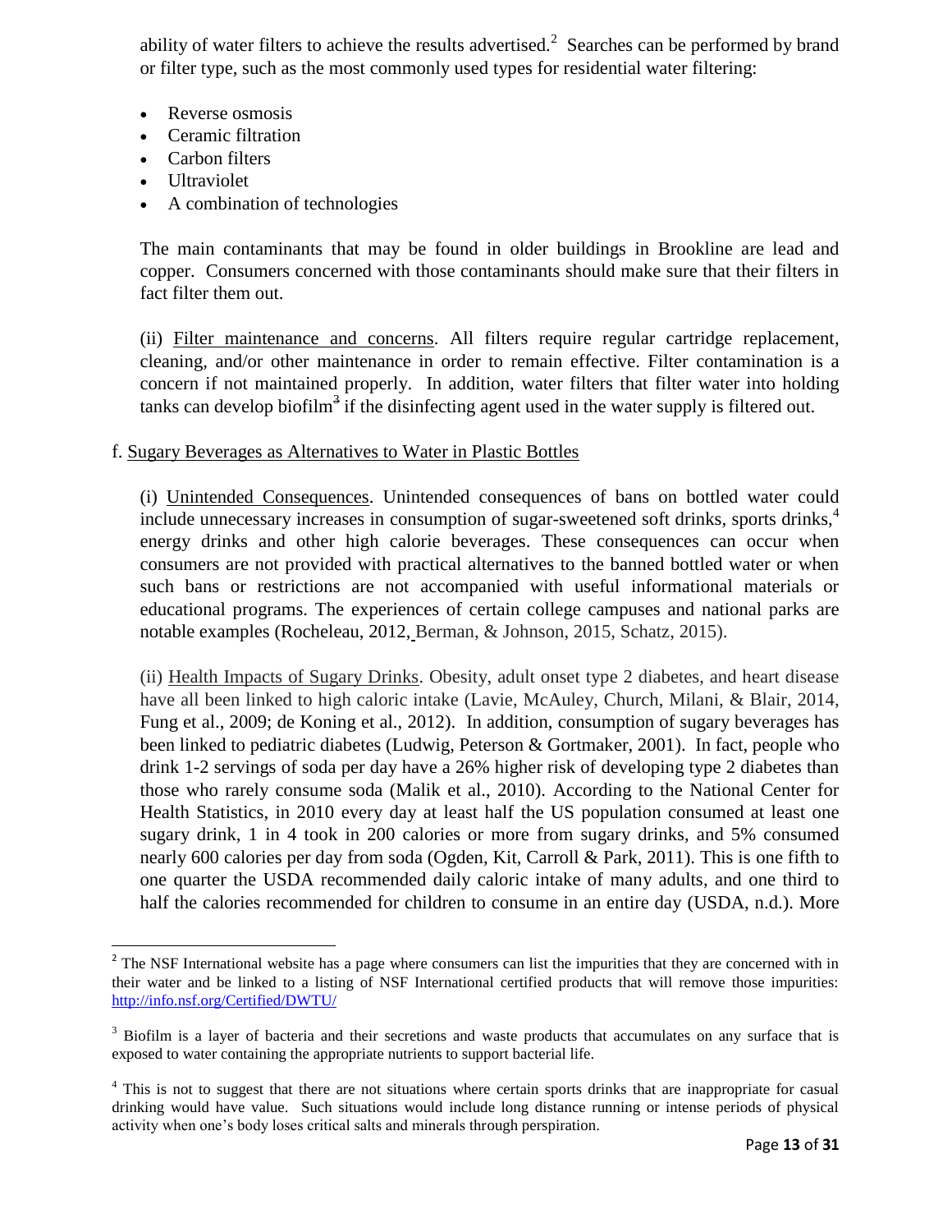ability of water filters to achieve the results advertised.[2] Searches can be performed by brand or filter type, such as the most commonly used types for residential water filtering:

- Reverse osmosis
- Ceramic filtration
- Carbon filters
- Ultraviolet
- A combination of technologies

The main contaminants that may be found in older buildings in Brookline are lead and copper. Consumers concerned with those contaminants should make sure that their filters in fact filter them out.

(ii) Filter maintenance and concerns. All filters require regular cartridge replacement, cleaning, and/or other maintenance in order to remain effective. Filter contamination is a concern if not maintained properly. In addition, water filters that filter water into holding tanks can develop biofilm[3] if the disinfecting agent used in the water supply is filtered out.

f. Sugary Beverages as Alternatives to Water in Plastic Bottles

(i) Unintended Consequences. Unintended consequences of bans on bottled water could include unnecessary increases in consumption of sugar-sweetened soft drinks, sports drinks,[4] energy drinks and other high calorie beverages. These consequences can occur when consumers are not provided with practical alternatives to the banned bottled water or when such bans or restrictions are not accompanied with useful informational materials or educational programs. The experiences of certain college campuses and national parks are notable examples (Rocheleau, 2012, Berman, & Johnson, 2015, Schatz, 2015).

(ii) Health Impacts of Sugary Drinks. Obesity, adult onset type 2 diabetes, and heart disease have all been linked to high caloric intake (Lavie, McAuley, Church, Milani, & Blair, 2014, Fung et al., 2009; de Koning et al., 2012). In addition, consumption of sugary beverages has been linked to pediatric diabetes (Ludwig, Peterson & Gortmaker, 2001). In fact, people who drink 1-2 servings of soda per day have a 26% higher risk of developing type 2 diabetes than those who rarely consume soda (Malik et al., 2010). According to the National Center for Health Statistics, in 2010 every day at least half the US population consumed at least one sugary drink, 1 in 4 took in 200 calories or more from sugary drinks, and 5% consumed nearly 600 calories per day from soda (Ogden, Kit, Carroll & Park, 2011). This is one fifth to one quarter the USDA recommended daily caloric intake of many adults, and one third to half the calories recommended for children to consume in an entire day (USDA, n.d.). More

[2] The NSF International website has a page where consumers can list the impurities that they are concerned with in their water and be linked to a listing of NSF International certified products that will remove those impurities: http://info.nsf.org/Certified/DWTU/

[3] Biofilm is a layer of bacteria and their secretions and waste products that accumulates on any surface that is exposed to water containing the appropriate nutrients to support bacterial life.

[4] This is not to suggest that there are not situations where certain sports drinks that are inappropriate for casual drinking would have value. Such situations would include long distance running or intense periods of physical activity when one's body loses critical salts and minerals through perspiration.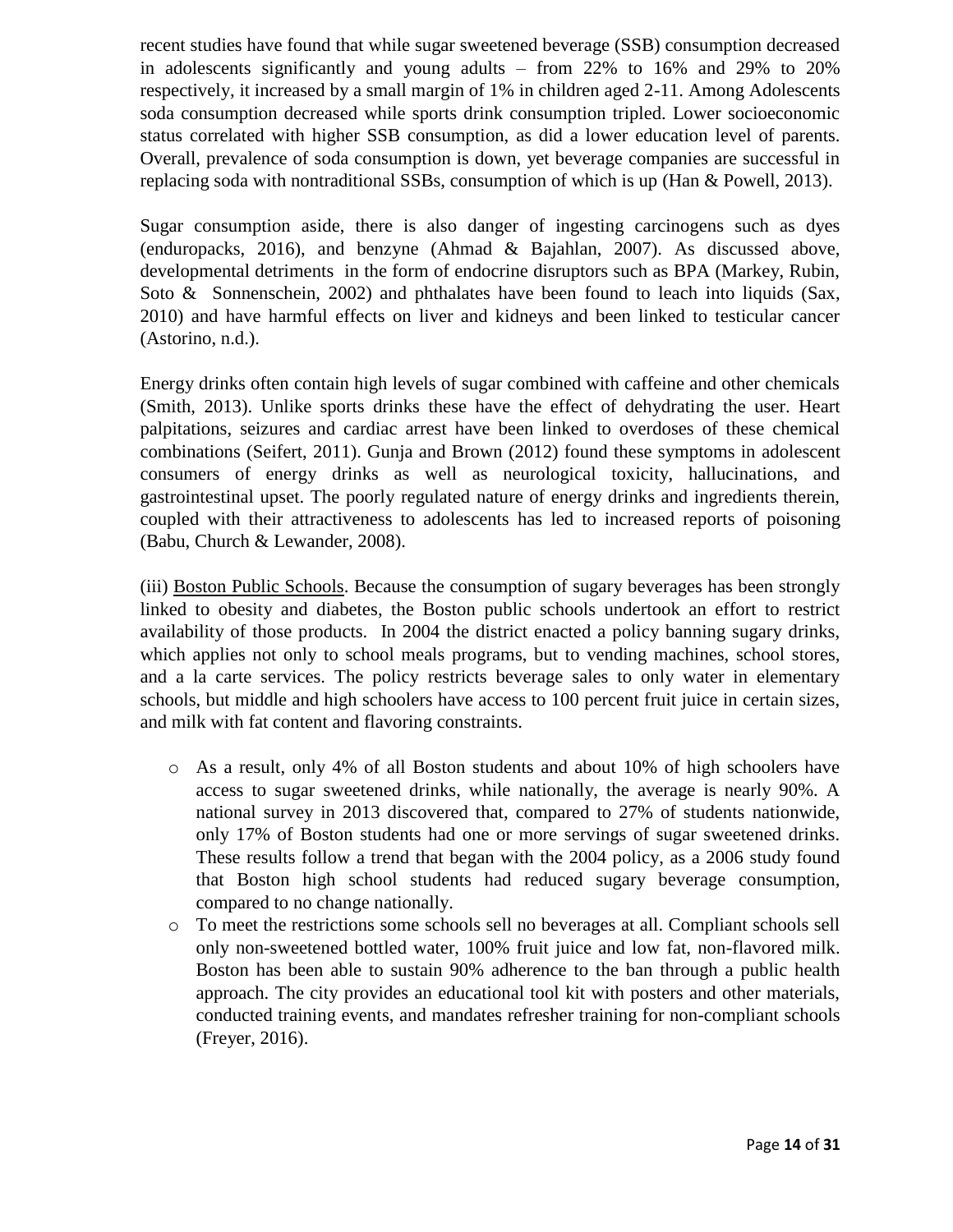recent studies have found that while sugar sweetened beverage (SSB) consumption decreased in adolescents significantly and young adults – from 22% to 16% and 29% to 20% respectively, it increased by a small margin of 1% in children aged 2-11. Among Adolescents soda consumption decreased while sports drink consumption tripled. Lower socioeconomic status correlated with higher SSB consumption, as did a lower education level of parents. Overall, prevalence of soda consumption is down, yet beverage companies are successful in replacing soda with nontraditional SSBs, consumption of which is up (Han & Powell, 2013).

Sugar consumption aside, there is also danger of ingesting carcinogens such as dyes (enduropacks, 2016), and benzyne (Ahmad & Bajahlan, 2007). As discussed above, developmental detriments in the form of endocrine disruptors such as BPA (Markey, Rubin, Soto & Sonnenschein, 2002) and phthalates have been found to leach into liquids (Sax, 2010) and have harmful effects on liver and kidneys and been linked to testicular cancer (Astorino, n.d.).

Energy drinks often contain high levels of sugar combined with caffeine and other chemicals (Smith, 2013). Unlike sports drinks these have the effect of dehydrating the user. Heart palpitations, seizures and cardiac arrest have been linked to overdoses of these chemical combinations (Seifert, 2011). Gunja and Brown (2012) found these symptoms in adolescent consumers of energy drinks as well as neurological toxicity, hallucinations, and gastrointestinal upset. The poorly regulated nature of energy drinks and ingredients therein, coupled with their attractiveness to adolescents has led to increased reports of poisoning (Babu, Church & Lewander, 2008).

(iii) Boston Public Schools. Because the consumption of sugary beverages has been strongly linked to obesity and diabetes, the Boston public schools undertook an effort to restrict availability of those products. In 2004 the district enacted a policy banning sugary drinks, which applies not only to school meals programs, but to vending machines, school stores, and a la carte services. The policy restricts beverage sales to only water in elementary schools, but middle and high schoolers have access to 100 percent fruit juice in certain sizes, and milk with fat content and flavoring constraints.

- As a result, only 4% of all Boston students and about 10% of high schoolers have access to sugar sweetened drinks, while nationally, the average is nearly 90%. A national survey in 2013 discovered that, compared to 27% of students nationwide, only 17% of Boston students had one or more servings of sugar sweetened drinks. These results follow a trend that began with the 2004 policy, as a 2006 study found that Boston high school students had reduced sugary beverage consumption, compared to no change nationally.
- To meet the restrictions some schools sell no beverages at all. Compliant schools sell only non-sweetened bottled water, 100% fruit juice and low fat, non-flavored milk. Boston has been able to sustain 90% adherence to the ban through a public health approach. The city provides an educational tool kit with posters and other materials, conducted training events, and mandates refresher training for non-compliant schools (Freyer, 2016).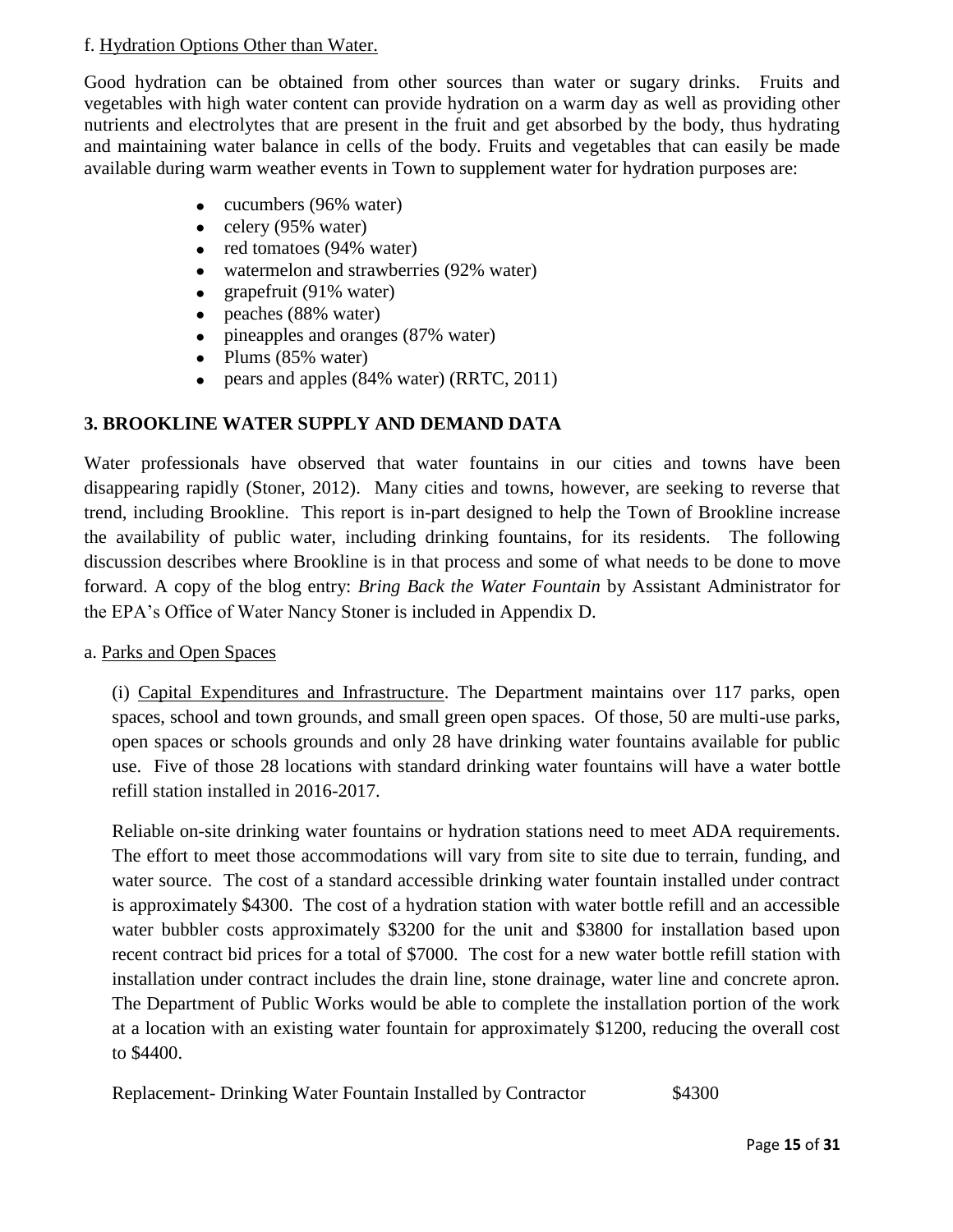f. <u>Hydration Options Other than Water.</u>

Good hydration can be obtained from other sources than water or sugary drinks. Fruits and vegetables with high water content can provide hydration on a warm day as well as providing other nutrients and electrolytes that are present in the fruit and get absorbed by the body, thus hydrating and maintaining water balance in cells of the body. Fruits and vegetables that can easily be made available during warm weather events in Town to supplement water for hydration purposes are:

- cucumbers (96% water)
- celery (95% water)
- red tomatoes (94% water)
- watermelon and strawberries (92% water)
- grapefruit (91% water)
- peaches (88% water)
- pineapples and oranges (87% water)
- Plums (85% water)
- pears and apples (84% water) (RRTC, 2011)

## 3. BROOKLINE WATER SUPPLY AND DEMAND DATA

Water professionals have observed that water fountains in our cities and towns have been disappearing rapidly (Stoner, 2012). Many cities and towns, however, are seeking to reverse that trend, including Brookline. This report is in-part designed to help the Town of Brookline increase the availability of public water, including drinking fountains, for its residents. The following discussion describes where Brookline is in that process and some of what needs to be done to move forward. A copy of the blog entry: *Bring Back the Water Fountain* by Assistant Administrator for the EPA's Office of Water Nancy Stoner is included in Appendix D.

a. <u>Parks and Open Spaces</u>

(i) <u>Capital Expenditures and Infrastructure</u>. The Department maintains over 117 parks, open spaces, school and town grounds, and small green open spaces. Of those, 50 are multi-use parks, open spaces or schools grounds and only 28 have drinking water fountains available for public use. Five of those 28 locations with standard drinking water fountains will have a water bottle refill station installed in 2016-2017.

Reliable on-site drinking water fountains or hydration stations need to meet ADA requirements. The effort to meet those accommodations will vary from site to site due to terrain, funding, and water source. The cost of a standard accessible drinking water fountain installed under contract is approximately \$4300. The cost of a hydration station with water bottle refill and an accessible water bubbler costs approximately \$3200 for the unit and \$3800 for installation based upon recent contract bid prices for a total of \$7000. The cost for a new water bottle refill station with installation under contract includes the drain line, stone drainage, water line and concrete apron. The Department of Public Works would be able to complete the installation portion of the work at a location with an existing water fountain for approximately \$1200, reducing the overall cost to \$4400.

Replacement- Drinking Water Fountain Installed by Contractor \$4300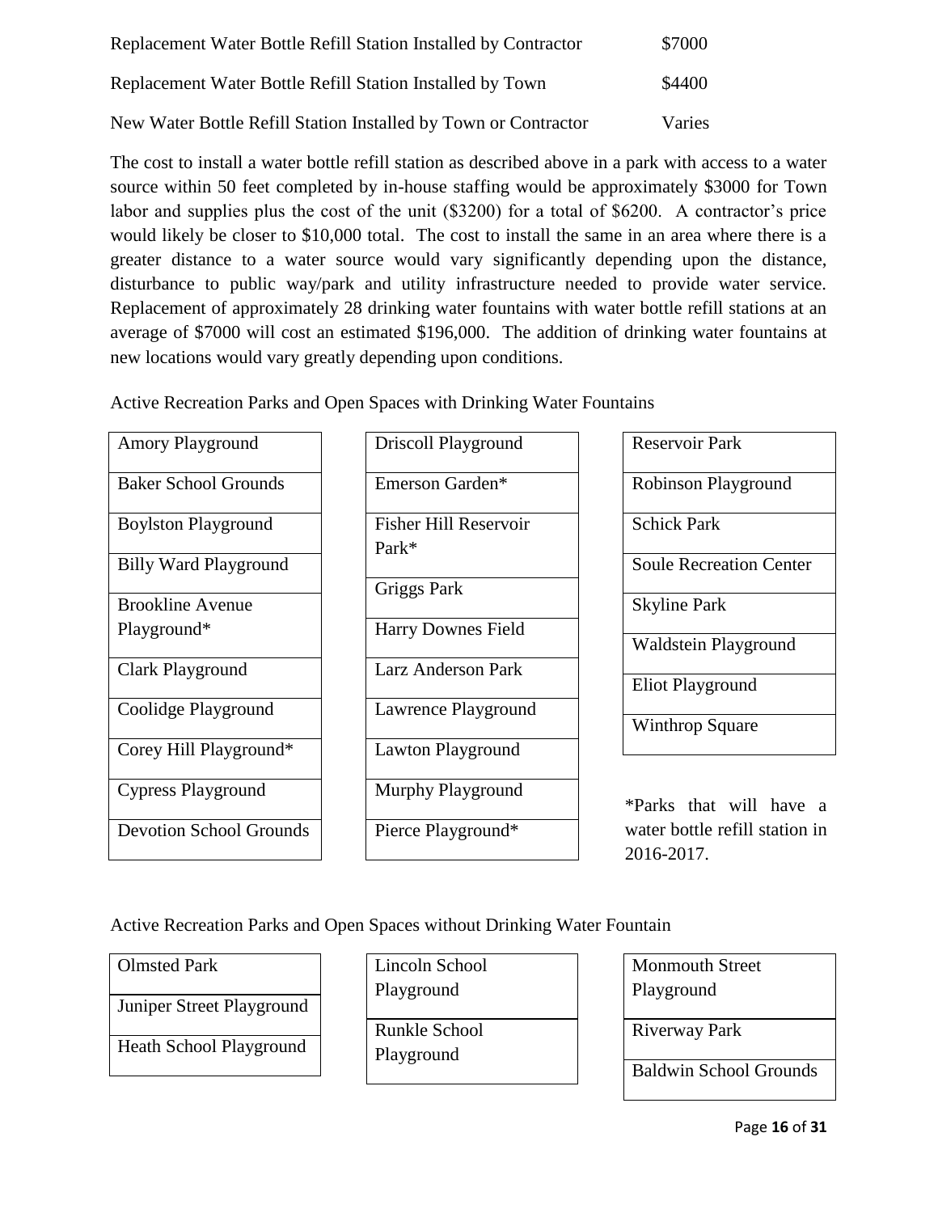| | |
|---|---|
| Replacement Water Bottle Refill Station Installed by Contractor | $7000 |
| Replacement Water Bottle Refill Station Installed by Town | $4400 |
| New Water Bottle Refill Station Installed by Town or Contractor | Varies |

The cost to install a water bottle refill station as described above in a park with access to a water source within 50 feet completed by in-house staffing would be approximately $3000 for Town labor and supplies plus the cost of the unit ($3200) for a total of $6200. A contractor's price would likely be closer to $10,000 total. The cost to install the same in an area where there is a greater distance to a water source would vary significantly depending upon the distance, disturbance to public way/park and utility infrastructure needed to provide water service. Replacement of approximately 28 drinking water fountains with water bottle refill stations at an average of $7000 will cost an estimated $196,000. The addition of drinking water fountains at new locations would vary greatly depending upon conditions.

Active Recreation Parks and Open Spaces with Drinking Water Fountains

| | | |
|---|---|---|
| Amory Playground | Driscoll Playground | Reservoir Park |
| Baker School Grounds | Emerson Garden* | Robinson Playground |
| Boylston Playground | Fisher Hill Reservoir Park* | Schick Park |
| Billy Ward Playground | Griggs Park | Soule Recreation Center |
| Brookline Avenue Playground* | Harry Downes Field | Skyline Park |
| Clark Playground | Larz Anderson Park | Waldstein Playground |
| Coolidge Playground | Lawrence Playground | Eliot Playground |
| Corey Hill Playground* | Lawton Playground | Winthrop Square |
| Cypress Playground | Murphy Playground | |
| Devotion School Grounds | Pierce Playground* | |

*Parks that will have a water bottle refill station in 2016-2017.

Active Recreation Parks and Open Spaces without Drinking Water Fountain

| | | |
|---|---|---|
| Olmsted Park | Lincoln School Playground | Monmouth Street Playground |
| Juniper Street Playground | Runkle School Playground | Riverway Park |
| Heath School Playground | | Baldwin School Grounds |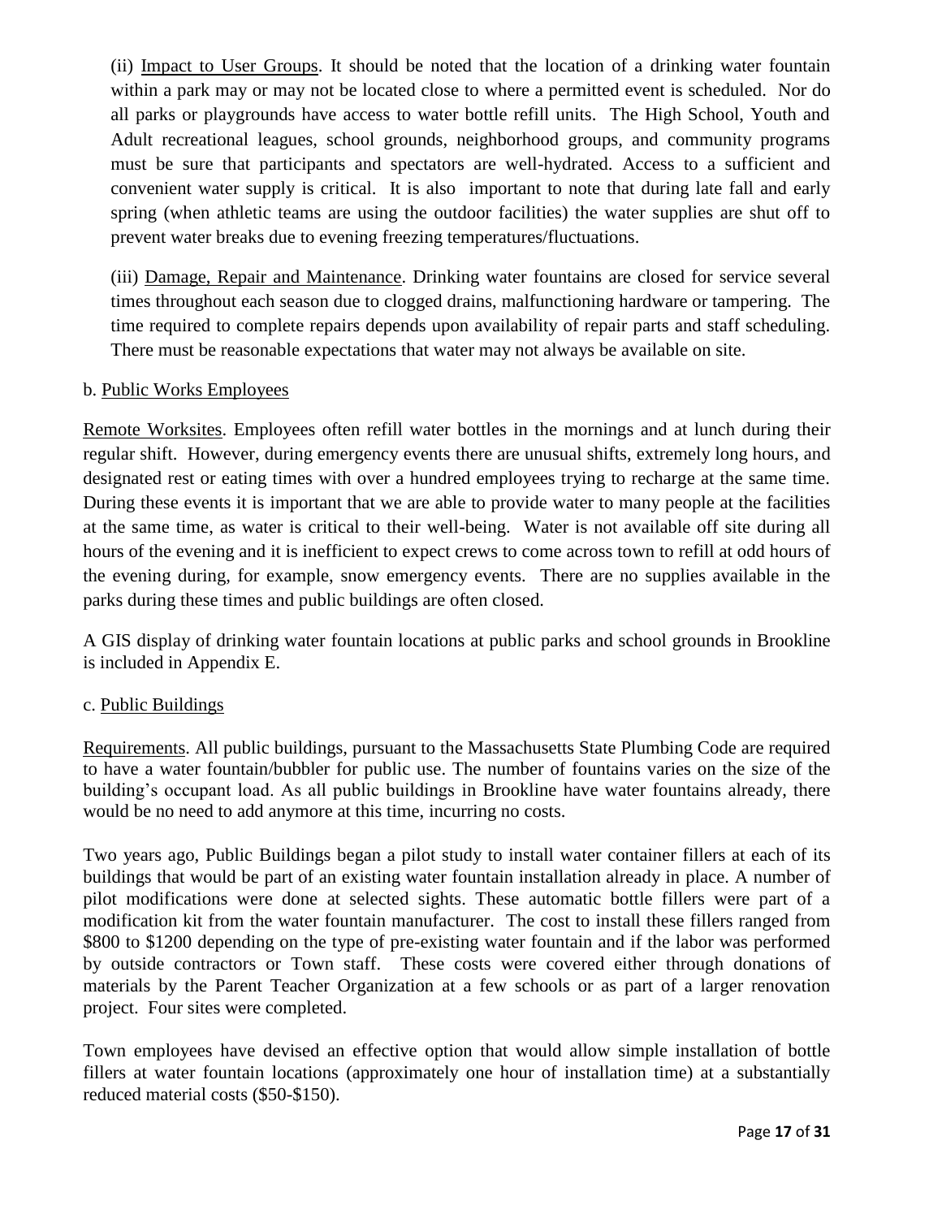(ii) Impact to User Groups. It should be noted that the location of a drinking water fountain within a park may or may not be located close to where a permitted event is scheduled. Nor do all parks or playgrounds have access to water bottle refill units. The High School, Youth and Adult recreational leagues, school grounds, neighborhood groups, and community programs must be sure that participants and spectators are well-hydrated. Access to a sufficient and convenient water supply is critical. It is also important to note that during late fall and early spring (when athletic teams are using the outdoor facilities) the water supplies are shut off to prevent water breaks due to evening freezing temperatures/fluctuations.

(iii) Damage, Repair and Maintenance. Drinking water fountains are closed for service several times throughout each season due to clogged drains, malfunctioning hardware or tampering. The time required to complete repairs depends upon availability of repair parts and staff scheduling. There must be reasonable expectations that water may not always be available on site.

b. Public Works Employees

Remote Worksites. Employees often refill water bottles in the mornings and at lunch during their regular shift. However, during emergency events there are unusual shifts, extremely long hours, and designated rest or eating times with over a hundred employees trying to recharge at the same time. During these events it is important that we are able to provide water to many people at the facilities at the same time, as water is critical to their well-being. Water is not available off site during all hours of the evening and it is inefficient to expect crews to come across town to refill at odd hours of the evening during, for example, snow emergency events. There are no supplies available in the parks during these times and public buildings are often closed.

A GIS display of drinking water fountain locations at public parks and school grounds in Brookline is included in Appendix E.

c. Public Buildings

Requirements. All public buildings, pursuant to the Massachusetts State Plumbing Code are required to have a water fountain/bubbler for public use. The number of fountains varies on the size of the building's occupant load. As all public buildings in Brookline have water fountains already, there would be no need to add anymore at this time, incurring no costs.

Two years ago, Public Buildings began a pilot study to install water container fillers at each of its buildings that would be part of an existing water fountain installation already in place. A number of pilot modifications were done at selected sights. These automatic bottle fillers were part of a modification kit from the water fountain manufacturer. The cost to install these fillers ranged from $800 to $1200 depending on the type of pre-existing water fountain and if the labor was performed by outside contractors or Town staff. These costs were covered either through donations of materials by the Parent Teacher Organization at a few schools or as part of a larger renovation project. Four sites were completed.

Town employees have devised an effective option that would allow simple installation of bottle fillers at water fountain locations (approximately one hour of installation time) at a substantially reduced material costs ($50-$150).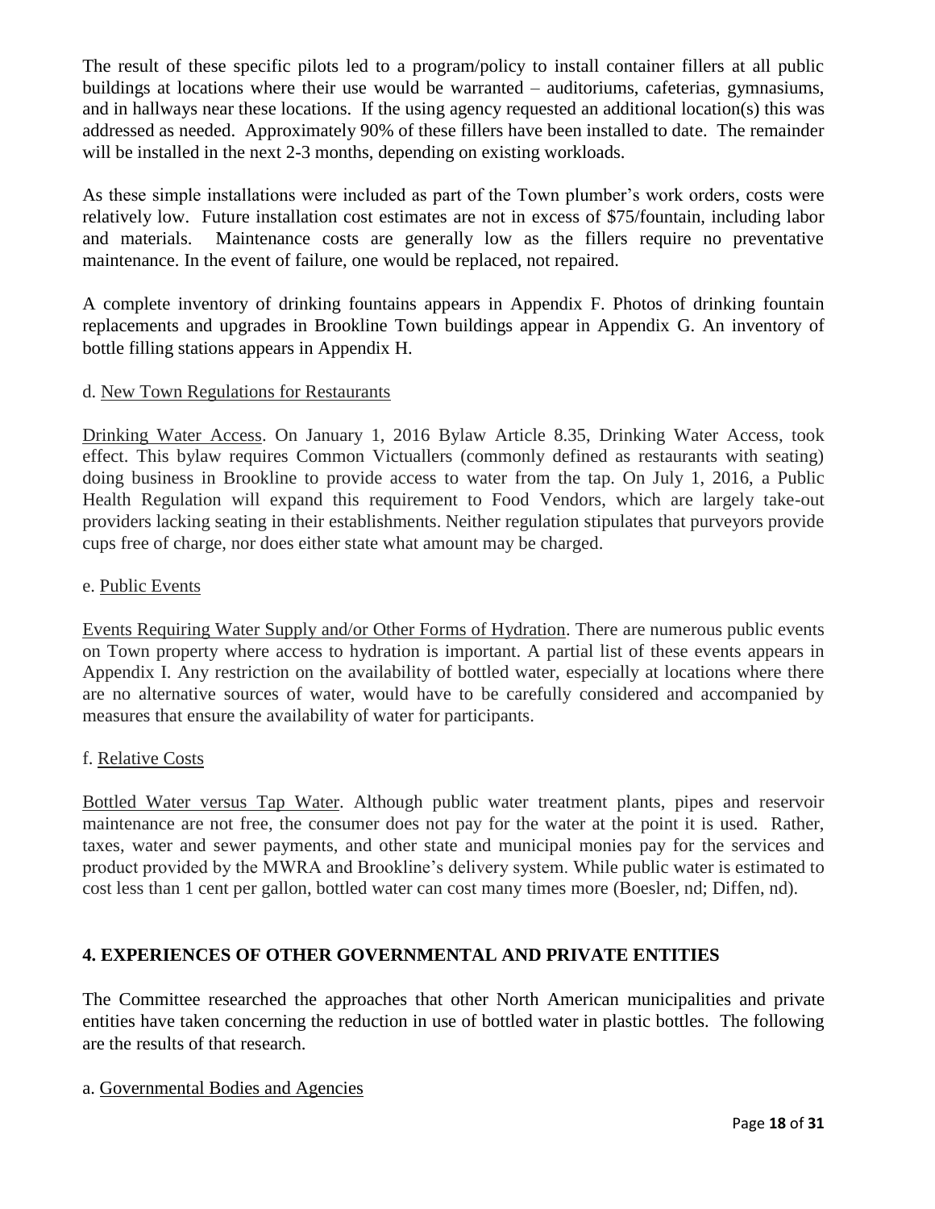The result of these specific pilots led to a program/policy to install container fillers at all public buildings at locations where their use would be warranted – auditoriums, cafeterias, gymnasiums, and in hallways near these locations. If the using agency requested an additional location(s) this was addressed as needed. Approximately 90% of these fillers have been installed to date. The remainder will be installed in the next 2-3 months, depending on existing workloads.

As these simple installations were included as part of the Town plumber's work orders, costs were relatively low. Future installation cost estimates are not in excess of $75/fountain, including labor and materials. Maintenance costs are generally low as the fillers require no preventative maintenance. In the event of failure, one would be replaced, not repaired.

A complete inventory of drinking fountains appears in Appendix F. Photos of drinking fountain replacements and upgrades in Brookline Town buildings appear in Appendix G. An inventory of bottle filling stations appears in Appendix H.

d. <u>New Town Regulations for Restaurants</u>

<u>Drinking Water Access</u>. On January 1, 2016 Bylaw Article 8.35, Drinking Water Access, took effect. This bylaw requires Common Victuallers (commonly defined as restaurants with seating) doing business in Brookline to provide access to water from the tap. On July 1, 2016, a Public Health Regulation will expand this requirement to Food Vendors, which are largely take-out providers lacking seating in their establishments. Neither regulation stipulates that purveyors provide cups free of charge, nor does either state what amount may be charged.

e. <u>Public Events</u>

<u>Events Requiring Water Supply and/or Other Forms of Hydration</u>. There are numerous public events on Town property where access to hydration is important. A partial list of these events appears in Appendix I. Any restriction on the availability of bottled water, especially at locations where there are no alternative sources of water, would have to be carefully considered and accompanied by measures that ensure the availability of water for participants.

f. <u>Relative Costs</u>

<u>Bottled Water versus Tap Water</u>. Although public water treatment plants, pipes and reservoir maintenance are not free, the consumer does not pay for the water at the point it is used. Rather, taxes, water and sewer payments, and other state and municipal monies pay for the services and product provided by the MWRA and Brookline's delivery system. While public water is estimated to cost less than 1 cent per gallon, bottled water can cost many times more (Boesler, nd; Diffen, nd).

## 4. EXPERIENCES OF OTHER GOVERNMENTAL AND PRIVATE ENTITIES

The Committee researched the approaches that other North American municipalities and private entities have taken concerning the reduction in use of bottled water in plastic bottles. The following are the results of that research.

a. <u>Governmental Bodies and Agencies</u>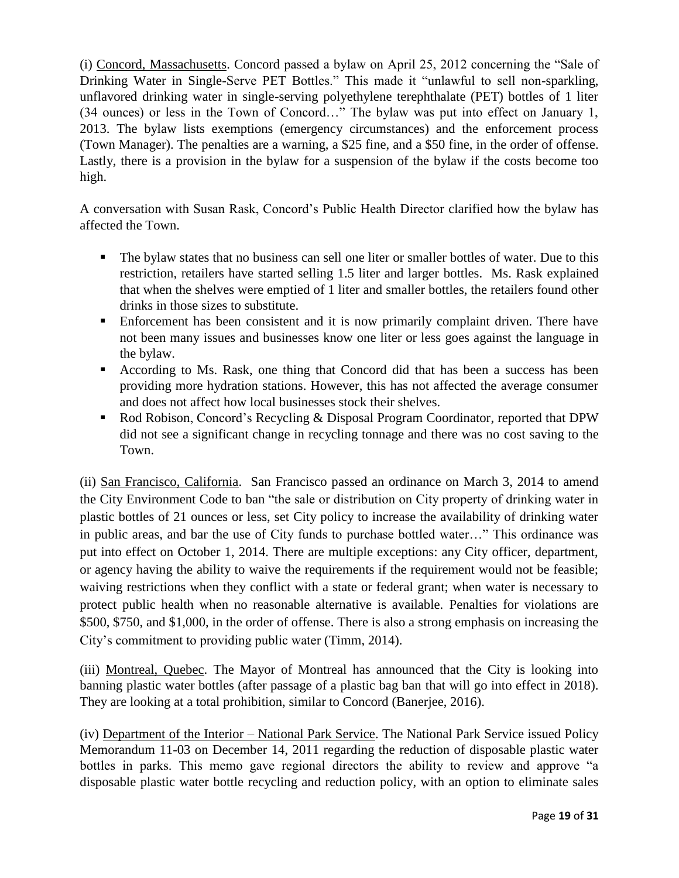(i) Concord, Massachusetts. Concord passed a bylaw on April 25, 2012 concerning the "Sale of Drinking Water in Single-Serve PET Bottles." This made it "unlawful to sell non-sparkling, unflavored drinking water in single-serving polyethylene terephthalate (PET) bottles of 1 liter (34 ounces) or less in the Town of Concord…" The bylaw was put into effect on January 1, 2013. The bylaw lists exemptions (emergency circumstances) and the enforcement process (Town Manager). The penalties are a warning, a $25 fine, and a $50 fine, in the order of offense. Lastly, there is a provision in the bylaw for a suspension of the bylaw if the costs become too high.

A conversation with Susan Rask, Concord's Public Health Director clarified how the bylaw has affected the Town.

- The bylaw states that no business can sell one liter or smaller bottles of water. Due to this restriction, retailers have started selling 1.5 liter and larger bottles. Ms. Rask explained that when the shelves were emptied of 1 liter and smaller bottles, the retailers found other drinks in those sizes to substitute.
- Enforcement has been consistent and it is now primarily complaint driven. There have not been many issues and businesses know one liter or less goes against the language in the bylaw.
- According to Ms. Rask, one thing that Concord did that has been a success has been providing more hydration stations. However, this has not affected the average consumer and does not affect how local businesses stock their shelves.
- Rod Robison, Concord's Recycling & Disposal Program Coordinator, reported that DPW did not see a significant change in recycling tonnage and there was no cost saving to the Town.

(ii) San Francisco, California. San Francisco passed an ordinance on March 3, 2014 to amend the City Environment Code to ban "the sale or distribution on City property of drinking water in plastic bottles of 21 ounces or less, set City policy to increase the availability of drinking water in public areas, and bar the use of City funds to purchase bottled water…" This ordinance was put into effect on October 1, 2014. There are multiple exceptions: any City officer, department, or agency having the ability to waive the requirements if the requirement would not be feasible; waiving restrictions when they conflict with a state or federal grant; when water is necessary to protect public health when no reasonable alternative is available. Penalties for violations are $500, $750, and $1,000, in the order of offense. There is also a strong emphasis on increasing the City's commitment to providing public water (Timm, 2014).

(iii) Montreal, Quebec. The Mayor of Montreal has announced that the City is looking into banning plastic water bottles (after passage of a plastic bag ban that will go into effect in 2018). They are looking at a total prohibition, similar to Concord (Banerjee, 2016).

(iv) Department of the Interior – National Park Service. The National Park Service issued Policy Memorandum 11-03 on December 14, 2011 regarding the reduction of disposable plastic water bottles in parks. This memo gave regional directors the ability to review and approve "a disposable plastic water bottle recycling and reduction policy, with an option to eliminate sales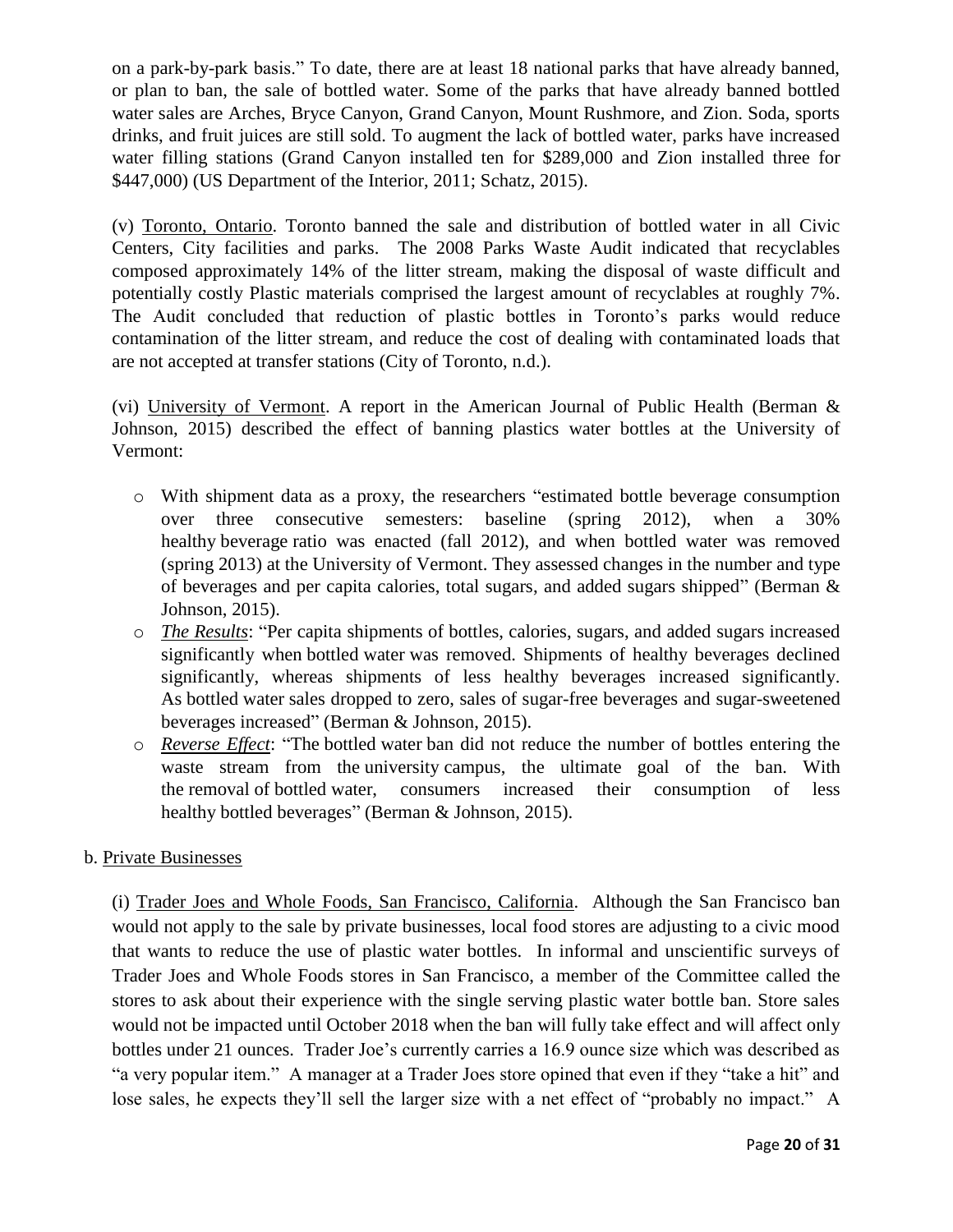on a park-by-park basis." To date, there are at least 18 national parks that have already banned, or plan to ban, the sale of bottled water. Some of the parks that have already banned bottled water sales are Arches, Bryce Canyon, Grand Canyon, Mount Rushmore, and Zion. Soda, sports drinks, and fruit juices are still sold. To augment the lack of bottled water, parks have increased water filling stations (Grand Canyon installed ten for $289,000 and Zion installed three for $447,000) (US Department of the Interior, 2011; Schatz, 2015).

(v) <u>Toronto, Ontario</u>. Toronto banned the sale and distribution of bottled water in all Civic Centers, City facilities and parks. The 2008 Parks Waste Audit indicated that recyclables composed approximately 14% of the litter stream, making the disposal of waste difficult and potentially costly Plastic materials comprised the largest amount of recyclables at roughly 7%. The Audit concluded that reduction of plastic bottles in Toronto's parks would reduce contamination of the litter stream, and reduce the cost of dealing with contaminated loads that are not accepted at transfer stations (City of Toronto, n.d.).

(vi) <u>University of Vermont</u>. A report in the American Journal of Public Health (Berman & Johnson, 2015) described the effect of banning plastics water bottles at the University of Vermont:

- With shipment data as a proxy, the researchers "estimated bottle beverage consumption over three consecutive semesters: baseline (spring 2012), when a 30% healthy beverage ratio was enacted (fall 2012), and when bottled water was removed (spring 2013) at the University of Vermont. They assessed changes in the number and type of beverages and per capita calories, total sugars, and added sugars shipped" (Berman & Johnson, 2015).
- *<u>The Results</u>*: "Per capita shipments of bottles, calories, sugars, and added sugars increased significantly when bottled water was removed. Shipments of healthy beverages declined significantly, whereas shipments of less healthy beverages increased significantly. As bottled water sales dropped to zero, sales of sugar-free beverages and sugar-sweetened beverages increased" (Berman & Johnson, 2015).
- *<u>Reverse Effect</u>*: "The bottled water ban did not reduce the number of bottles entering the waste stream from the university campus, the ultimate goal of the ban. With the removal of bottled water, consumers increased their consumption of less healthy bottled beverages" (Berman & Johnson, 2015).

b. <u>Private Businesses</u>

(i) <u>Trader Joes and Whole Foods, San Francisco, California</u>. Although the San Francisco ban would not apply to the sale by private businesses, local food stores are adjusting to a civic mood that wants to reduce the use of plastic water bottles. In informal and unscientific surveys of Trader Joes and Whole Foods stores in San Francisco, a member of the Committee called the stores to ask about their experience with the single serving plastic water bottle ban. Store sales would not be impacted until October 2018 when the ban will fully take effect and will affect only bottles under 21 ounces. Trader Joe's currently carries a 16.9 ounce size which was described as "a very popular item." A manager at a Trader Joes store opined that even if they "take a hit" and lose sales, he expects they'll sell the larger size with a net effect of "probably no impact." A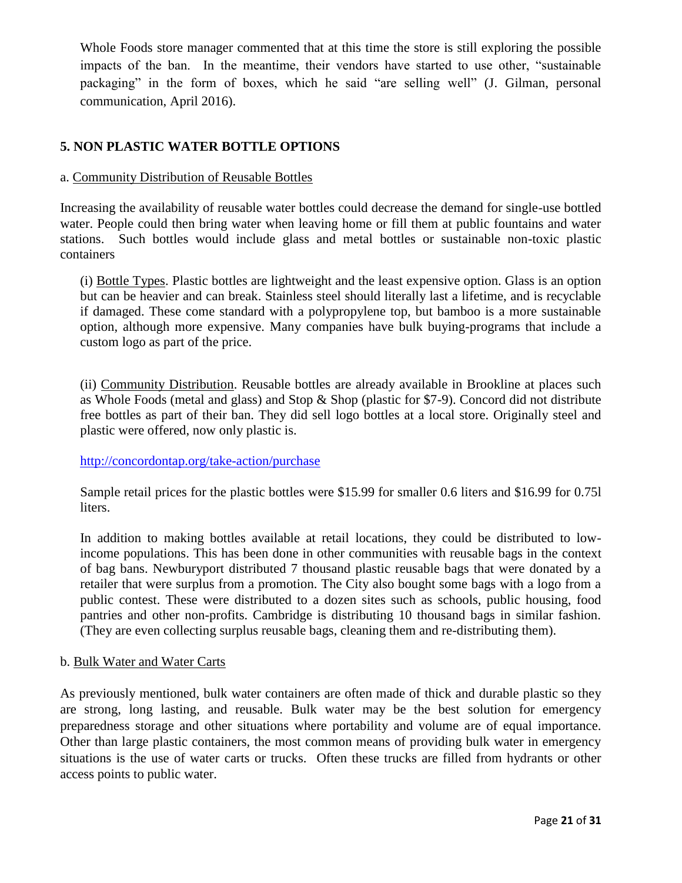Whole Foods store manager commented that at this time the store is still exploring the possible impacts of the ban. In the meantime, their vendors have started to use other, "sustainable packaging" in the form of boxes, which he said "are selling well" (J. Gilman, personal communication, April 2016).

## 5. NON PLASTIC WATER BOTTLE OPTIONS

### a. Community Distribution of Reusable Bottles

Increasing the availability of reusable water bottles could decrease the demand for single-use bottled water. People could then bring water when leaving home or fill them at public fountains and water stations. Such bottles would include glass and metal bottles or sustainable non-toxic plastic containers

(i) Bottle Types. Plastic bottles are lightweight and the least expensive option. Glass is an option but can be heavier and can break. Stainless steel should literally last a lifetime, and is recyclable if damaged. These come standard with a polypropylene top, but bamboo is a more sustainable option, although more expensive. Many companies have bulk buying-programs that include a custom logo as part of the price.

(ii) Community Distribution. Reusable bottles are already available in Brookline at places such as Whole Foods (metal and glass) and Stop & Shop (plastic for $7-9). Concord did not distribute free bottles as part of their ban. They did sell logo bottles at a local store. Originally steel and plastic were offered, now only plastic is.

http://concordontap.org/take-action/purchase

Sample retail prices for the plastic bottles were $15.99 for smaller 0.6 liters and $16.99 for 0.75l liters.

In addition to making bottles available at retail locations, they could be distributed to low-income populations. This has been done in other communities with reusable bags in the context of bag bans. Newburyport distributed 7 thousand plastic reusable bags that were donated by a retailer that were surplus from a promotion. The City also bought some bags with a logo from a public contest. These were distributed to a dozen sites such as schools, public housing, food pantries and other non-profits. Cambridge is distributing 10 thousand bags in similar fashion. (They are even collecting surplus reusable bags, cleaning them and re-distributing them).

### b. Bulk Water and Water Carts

As previously mentioned, bulk water containers are often made of thick and durable plastic so they are strong, long lasting, and reusable. Bulk water may be the best solution for emergency preparedness storage and other situations where portability and volume are of equal importance. Other than large plastic containers, the most common means of providing bulk water in emergency situations is the use of water carts or trucks. Often these trucks are filled from hydrants or other access points to public water.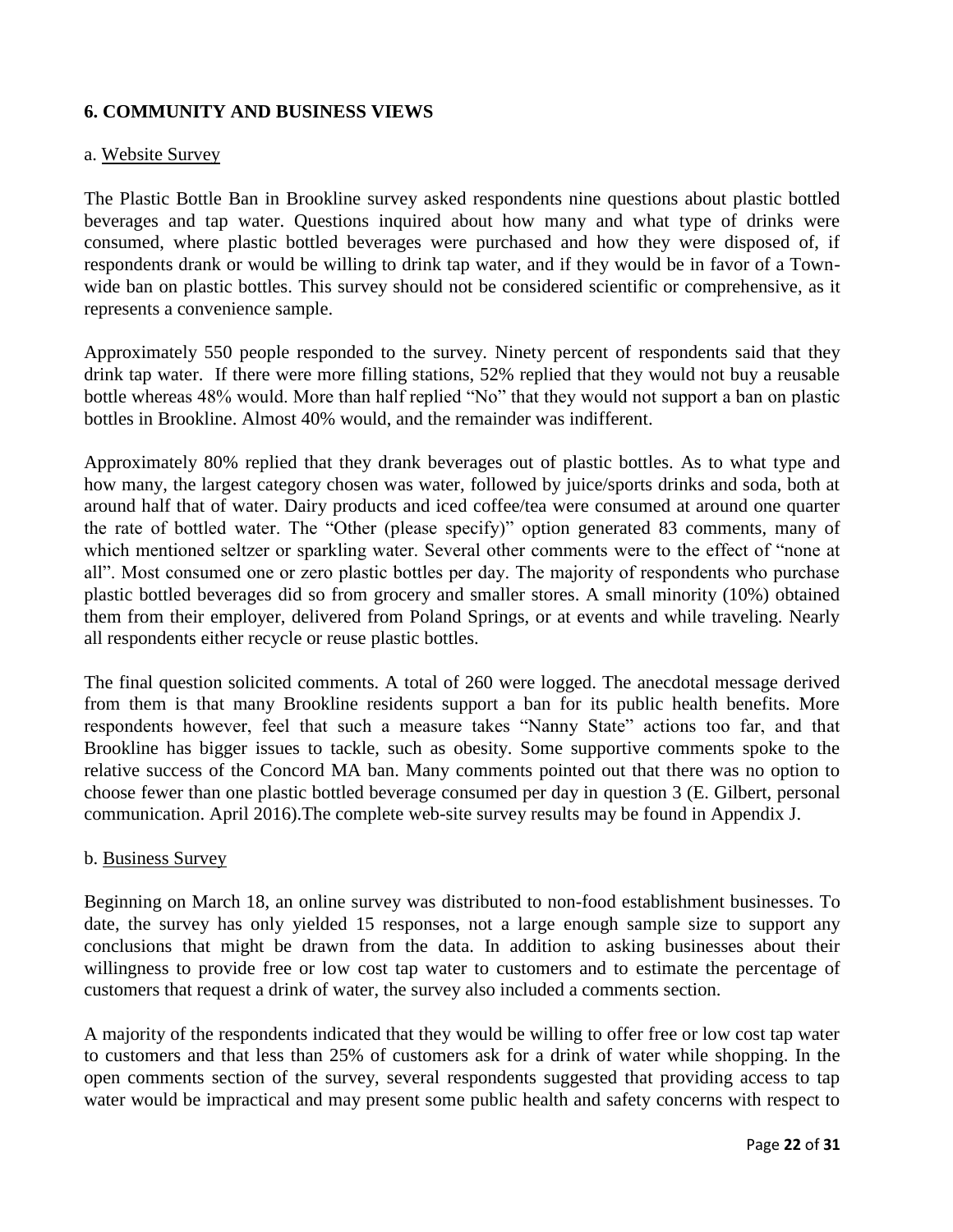## 6. COMMUNITY AND BUSINESS VIEWS

a. Website Survey

The Plastic Bottle Ban in Brookline survey asked respondents nine questions about plastic bottled beverages and tap water. Questions inquired about how many and what type of drinks were consumed, where plastic bottled beverages were purchased and how they were disposed of, if respondents drank or would be willing to drink tap water, and if they would be in favor of a Town-wide ban on plastic bottles. This survey should not be considered scientific or comprehensive, as it represents a convenience sample.

Approximately 550 people responded to the survey. Ninety percent of respondents said that they drink tap water. If there were more filling stations, 52% replied that they would not buy a reusable bottle whereas 48% would. More than half replied "No" that they would not support a ban on plastic bottles in Brookline. Almost 40% would, and the remainder was indifferent.

Approximately 80% replied that they drank beverages out of plastic bottles. As to what type and how many, the largest category chosen was water, followed by juice/sports drinks and soda, both at around half that of water. Dairy products and iced coffee/tea were consumed at around one quarter the rate of bottled water. The "Other (please specify)" option generated 83 comments, many of which mentioned seltzer or sparkling water. Several other comments were to the effect of "none at all". Most consumed one or zero plastic bottles per day. The majority of respondents who purchase plastic bottled beverages did so from grocery and smaller stores. A small minority (10%) obtained them from their employer, delivered from Poland Springs, or at events and while traveling. Nearly all respondents either recycle or reuse plastic bottles.

The final question solicited comments. A total of 260 were logged. The anecdotal message derived from them is that many Brookline residents support a ban for its public health benefits. More respondents however, feel that such a measure takes "Nanny State" actions too far, and that Brookline has bigger issues to tackle, such as obesity. Some supportive comments spoke to the relative success of the Concord MA ban. Many comments pointed out that there was no option to choose fewer than one plastic bottled beverage consumed per day in question 3 (E. Gilbert, personal communication. April 2016).The complete web-site survey results may be found in Appendix J.

b. Business Survey

Beginning on March 18, an online survey was distributed to non-food establishment businesses. To date, the survey has only yielded 15 responses, not a large enough sample size to support any conclusions that might be drawn from the data. In addition to asking businesses about their willingness to provide free or low cost tap water to customers and to estimate the percentage of customers that request a drink of water, the survey also included a comments section.

A majority of the respondents indicated that they would be willing to offer free or low cost tap water to customers and that less than 25% of customers ask for a drink of water while shopping. In the open comments section of the survey, several respondents suggested that providing access to tap water would be impractical and may present some public health and safety concerns with respect to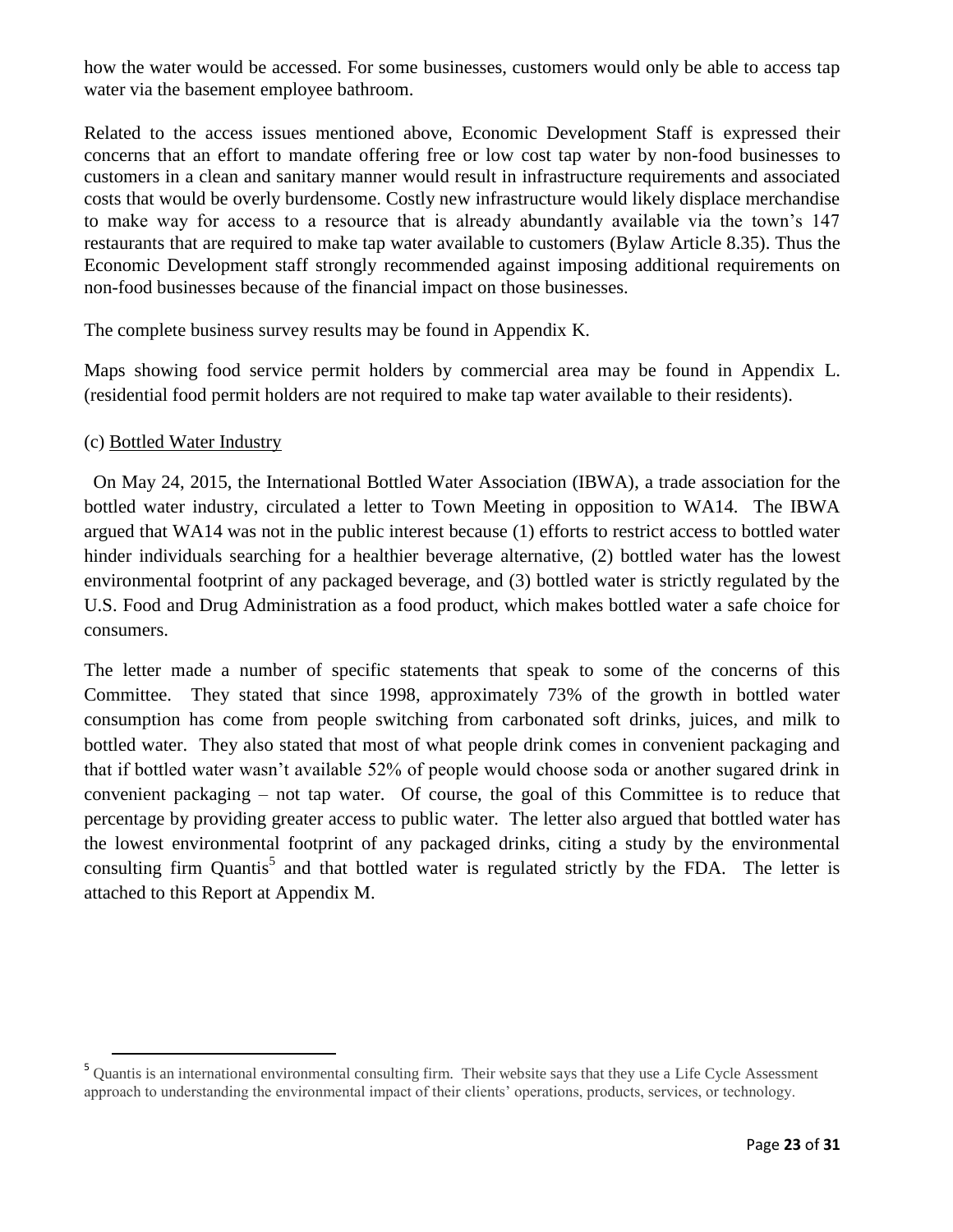how the water would be accessed. For some businesses, customers would only be able to access tap water via the basement employee bathroom.

Related to the access issues mentioned above, Economic Development Staff is expressed their concerns that an effort to mandate offering free or low cost tap water by non-food businesses to customers in a clean and sanitary manner would result in infrastructure requirements and associated costs that would be overly burdensome. Costly new infrastructure would likely displace merchandise to make way for access to a resource that is already abundantly available via the town's 147 restaurants that are required to make tap water available to customers (Bylaw Article 8.35). Thus the Economic Development staff strongly recommended against imposing additional requirements on non-food businesses because of the financial impact on those businesses.

The complete business survey results may be found in Appendix K.

Maps showing food service permit holders by commercial area may be found in Appendix L. (residential food permit holders are not required to make tap water available to their residents).

(c) <u>Bottled Water Industry</u>

On May 24, 2015, the International Bottled Water Association (IBWA), a trade association for the bottled water industry, circulated a letter to Town Meeting in opposition to WA14. The IBWA argued that WA14 was not in the public interest because (1) efforts to restrict access to bottled water hinder individuals searching for a healthier beverage alternative, (2) bottled water has the lowest environmental footprint of any packaged beverage, and (3) bottled water is strictly regulated by the U.S. Food and Drug Administration as a food product, which makes bottled water a safe choice for consumers.

The letter made a number of specific statements that speak to some of the concerns of this Committee. They stated that since 1998, approximately 73% of the growth in bottled water consumption has come from people switching from carbonated soft drinks, juices, and milk to bottled water. They also stated that most of what people drink comes in convenient packaging and that if bottled water wasn't available 52% of people would choose soda or another sugared drink in convenient packaging – not tap water. Of course, the goal of this Committee is to reduce that percentage by providing greater access to public water. The letter also argued that bottled water has the lowest environmental footprint of any packaged drinks, citing a study by the environmental consulting firm Quantis[5] and that bottled water is regulated strictly by the FDA. The letter is attached to this Report at Appendix M.

---

[5] Quantis is an international environmental consulting firm. Their website says that they use a Life Cycle Assessment approach to understanding the environmental impact of their clients' operations, products, services, or technology.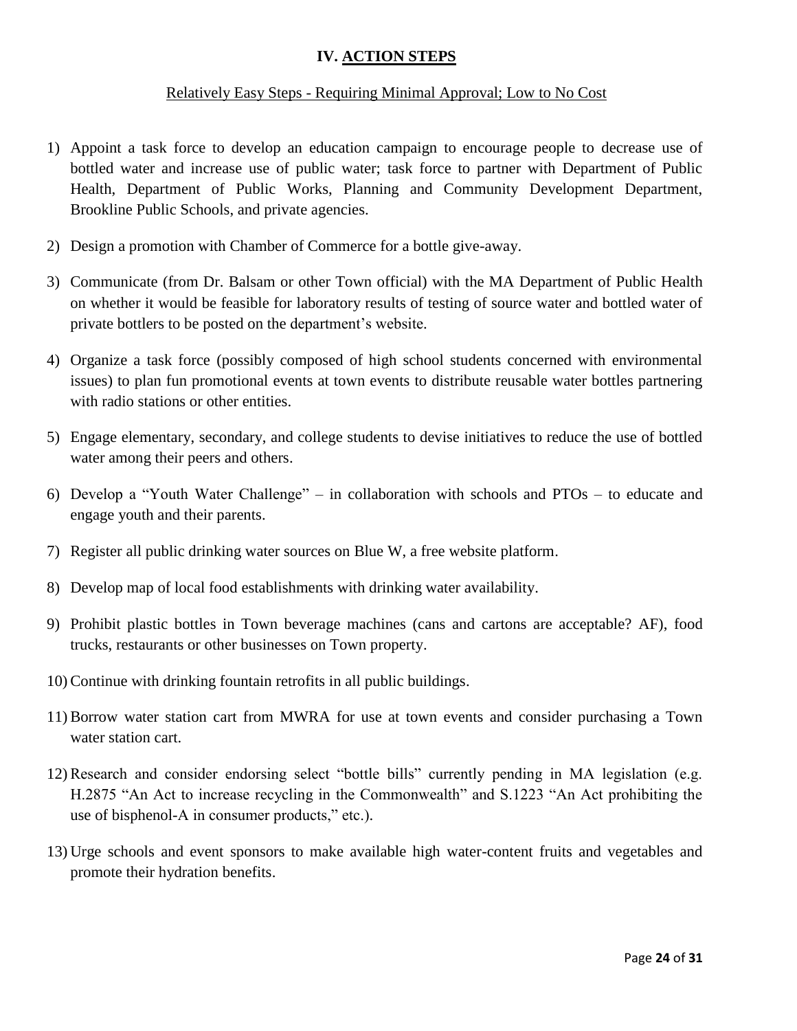## IV. ACTION STEPS

Relatively Easy Steps - Requiring Minimal Approval; Low to No Cost

1) Appoint a task force to develop an education campaign to encourage people to decrease use of bottled water and increase use of public water; task force to partner with Department of Public Health, Department of Public Works, Planning and Community Development Department, Brookline Public Schools, and private agencies.

2) Design a promotion with Chamber of Commerce for a bottle give-away.

3) Communicate (from Dr. Balsam or other Town official) with the MA Department of Public Health on whether it would be feasible for laboratory results of testing of source water and bottled water of private bottlers to be posted on the department's website.

4) Organize a task force (possibly composed of high school students concerned with environmental issues) to plan fun promotional events at town events to distribute reusable water bottles partnering with radio stations or other entities.

5) Engage elementary, secondary, and college students to devise initiatives to reduce the use of bottled water among their peers and others.

6) Develop a "Youth Water Challenge" – in collaboration with schools and PTOs – to educate and engage youth and their parents.

7) Register all public drinking water sources on Blue W, a free website platform.

8) Develop map of local food establishments with drinking water availability.

9) Prohibit plastic bottles in Town beverage machines (cans and cartons are acceptable? AF), food trucks, restaurants or other businesses on Town property.

10) Continue with drinking fountain retrofits in all public buildings.

11) Borrow water station cart from MWRA for use at town events and consider purchasing a Town water station cart.

12) Research and consider endorsing select "bottle bills" currently pending in MA legislation (e.g. H.2875 "An Act to increase recycling in the Commonwealth" and S.1223 "An Act prohibiting the use of bisphenol-A in consumer products," etc.).

13) Urge schools and event sponsors to make available high water-content fruits and vegetables and promote their hydration benefits.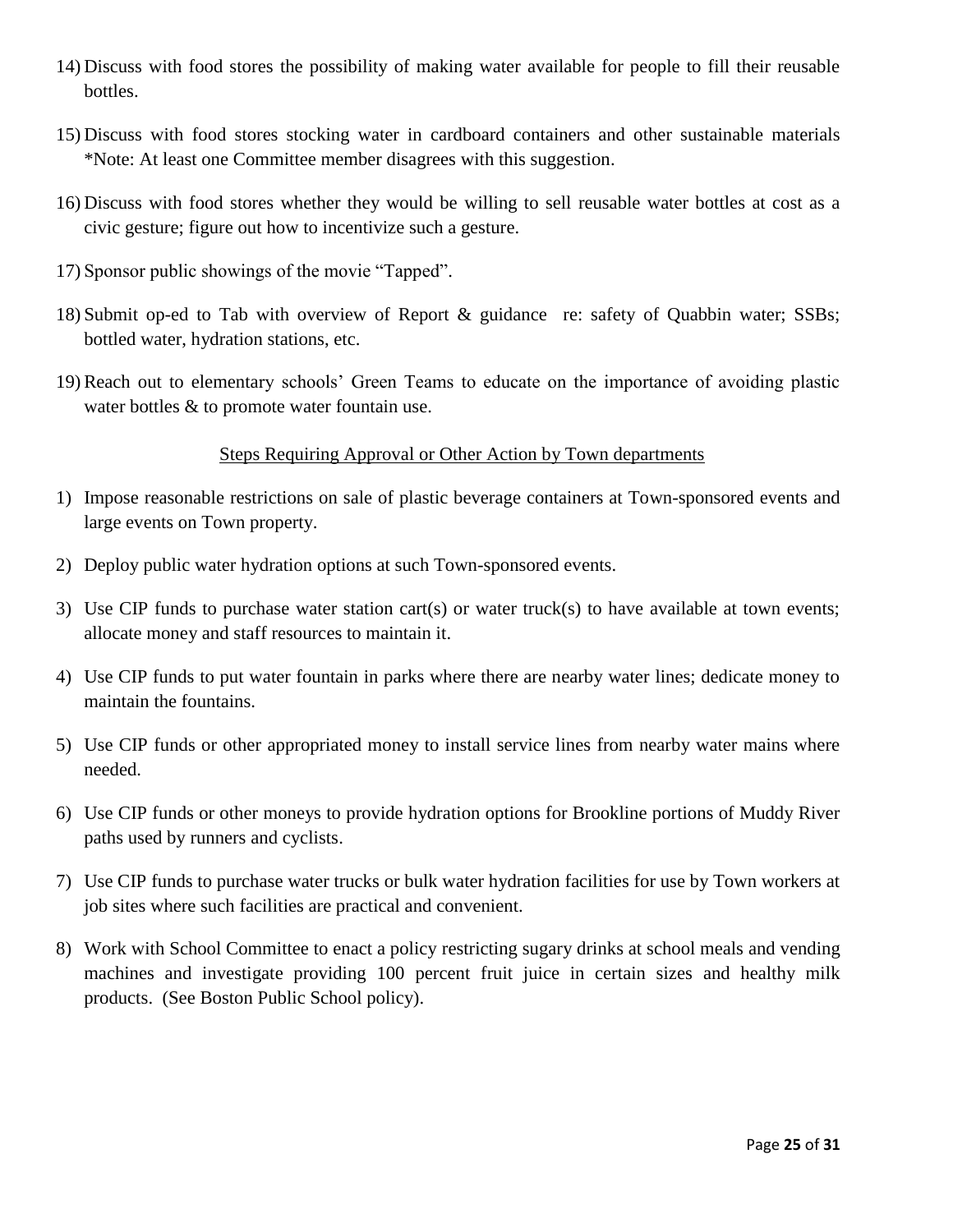14) Discuss with food stores the possibility of making water available for people to fill their reusable bottles.

15) Discuss with food stores stocking water in cardboard containers and other sustainable materials *Note: At least one Committee member disagrees with this suggestion.

16) Discuss with food stores whether they would be willing to sell reusable water bottles at cost as a civic gesture; figure out how to incentivize such a gesture.

17) Sponsor public showings of the movie "Tapped".

18) Submit op-ed to Tab with overview of Report & guidance re: safety of Quabbin water; SSBs; bottled water, hydration stations, etc.

19) Reach out to elementary schools' Green Teams to educate on the importance of avoiding plastic water bottles & to promote water fountain use.

<u>Steps Requiring Approval or Other Action by Town departments</u>

1) Impose reasonable restrictions on sale of plastic beverage containers at Town-sponsored events and large events on Town property.

2) Deploy public water hydration options at such Town-sponsored events.

3) Use CIP funds to purchase water station cart(s) or water truck(s) to have available at town events; allocate money and staff resources to maintain it.

4) Use CIP funds to put water fountain in parks where there are nearby water lines; dedicate money to maintain the fountains.

5) Use CIP funds or other appropriated money to install service lines from nearby water mains where needed.

6) Use CIP funds or other moneys to provide hydration options for Brookline portions of Muddy River paths used by runners and cyclists.

7) Use CIP funds to purchase water trucks or bulk water hydration facilities for use by Town workers at job sites where such facilities are practical and convenient.

8) Work with School Committee to enact a policy restricting sugary drinks at school meals and vending machines and investigate providing 100 percent fruit juice in certain sizes and healthy milk products. (See Boston Public School policy).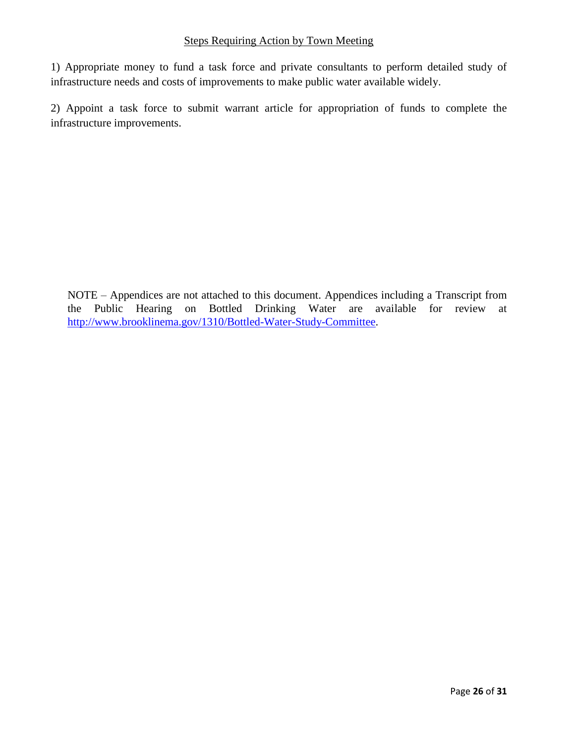<u>Steps Requiring Action by Town Meeting</u>

1) Appropriate money to fund a task force and private consultants to perform detailed study of infrastructure needs and costs of improvements to make public water available widely.

2) Appoint a task force to submit warrant article for appropriation of funds to complete the infrastructure improvements.

NOTE – Appendices are not attached to this document. Appendices including a Transcript from the Public Hearing on Bottled Drinking Water are available for review at [http://www.brooklinema.gov/1310/Bottled-Water-Study-Committee](http://www.brooklinema.gov/1310/Bottled-Water-Study-Committee).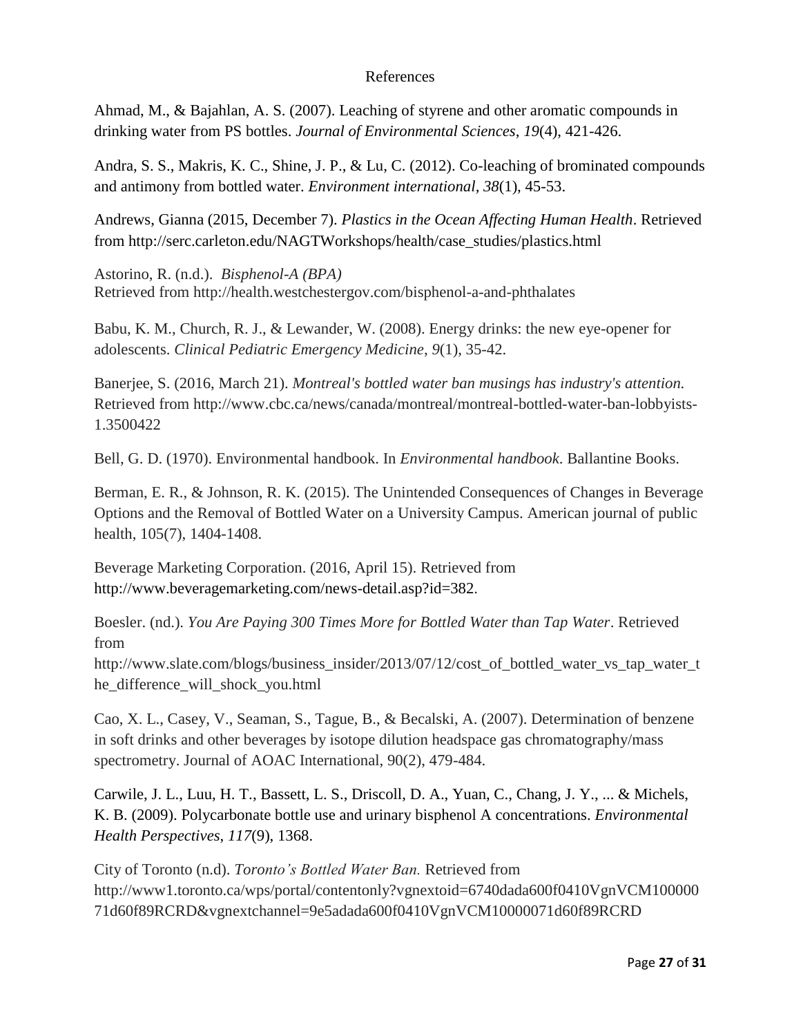# References

Ahmad, M., & Bajahlan, A. S. (2007). Leaching of styrene and other aromatic compounds in drinking water from PS bottles. *Journal of Environmental Sciences*, *19*(4), 421-426.

Andra, S. S., Makris, K. C., Shine, J. P., & Lu, C. (2012). Co-leaching of brominated compounds and antimony from bottled water. *Environment international*, *38*(1), 45-53.

Andrews, Gianna (2015, December 7). *Plastics in the Ocean Affecting Human Health*. Retrieved from http://serc.carleton.edu/NAGTWorkshops/health/case_studies/plastics.html

Astorino, R. (n.d.). *Bisphenol-A (BPA)*
Retrieved from http://health.westchestergov.com/bisphenol-a-and-phthalates

Babu, K. M., Church, R. J., & Lewander, W. (2008). Energy drinks: the new eye-opener for adolescents. *Clinical Pediatric Emergency Medicine*, *9*(1), 35-42.

Banerjee, S. (2016, March 21). *Montreal's bottled water ban musings has industry's attention.* Retrieved from http://www.cbc.ca/news/canada/montreal/montreal-bottled-water-ban-lobbyists-1.3500422

Bell, G. D. (1970). Environmental handbook. In *Environmental handbook*. Ballantine Books.

Berman, E. R., & Johnson, R. K. (2015). The Unintended Consequences of Changes in Beverage Options and the Removal of Bottled Water on a University Campus. American journal of public health, 105(7), 1404-1408.

Beverage Marketing Corporation. (2016, April 15). Retrieved from http://www.beveragemarketing.com/news-detail.asp?id=382.

Boesler. (nd.). *You Are Paying 300 Times More for Bottled Water than Tap Water*. Retrieved from
http://www.slate.com/blogs/business_insider/2013/07/12/cost_of_bottled_water_vs_tap_water_the_difference_will_shock_you.html

Cao, X. L., Casey, V., Seaman, S., Tague, B., & Becalski, A. (2007). Determination of benzene in soft drinks and other beverages by isotope dilution headspace gas chromatography/mass spectrometry. Journal of AOAC International, 90(2), 479-484.

Carwile, J. L., Luu, H. T., Bassett, L. S., Driscoll, D. A., Yuan, C., Chang, J. Y., ... & Michels, K. B. (2009). Polycarbonate bottle use and urinary bisphenol A concentrations. *Environmental Health Perspectives*, *117*(9), 1368.

City of Toronto (n.d). *Toronto's Bottled Water Ban.* Retrieved from http://www1.toronto.ca/wps/portal/contentonly?vgnextoid=6740dada600f0410VgnVCM10000071d60f89RCRD&vgnextchannel=9e5adada600f0410VgnVCM10000071d60f89RCRD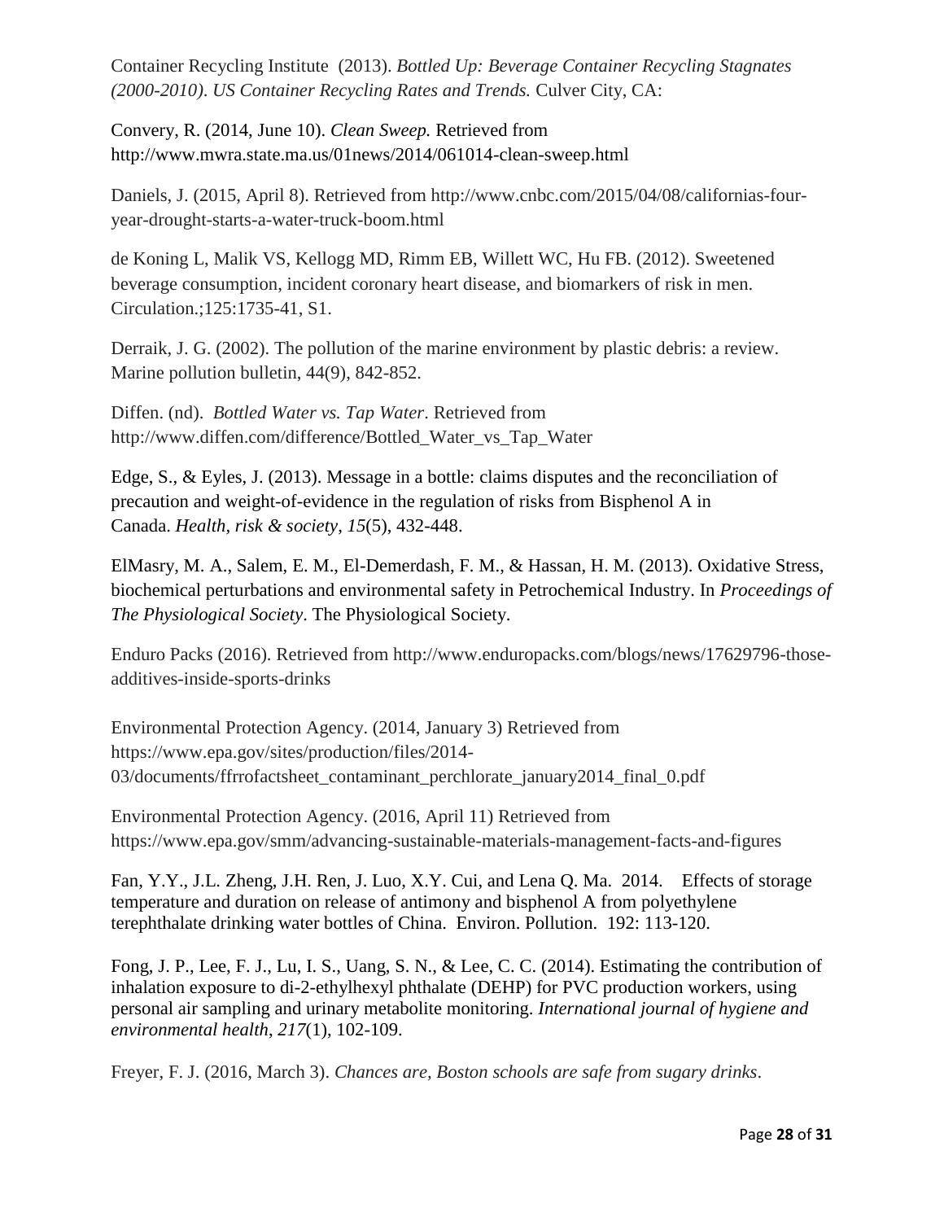Container Recycling Institute (2013). *Bottled Up: Beverage Container Recycling Stagnates (2000-2010). US Container Recycling Rates and Trends.* Culver City, CA:

Convery, R. (2014, June 10). *Clean Sweep.* Retrieved from http://www.mwra.state.ma.us/01news/2014/061014-clean-sweep.html

Daniels, J. (2015, April 8). Retrieved from http://www.cnbc.com/2015/04/08/californias-four-year-drought-starts-a-water-truck-boom.html

de Koning L, Malik VS, Kellogg MD, Rimm EB, Willett WC, Hu FB. (2012). Sweetened beverage consumption, incident coronary heart disease, and biomarkers of risk in men. Circulation.;125:1735-41, S1.

Derraik, J. G. (2002). The pollution of the marine environment by plastic debris: a review. Marine pollution bulletin, 44(9), 842-852.

Diffen. (nd). *Bottled Water vs. Tap Water*. Retrieved from http://www.diffen.com/difference/Bottled_Water_vs_Tap_Water

Edge, S., & Eyles, J. (2013). Message in a bottle: claims disputes and the reconciliation of precaution and weight-of-evidence in the regulation of risks from Bisphenol A in Canada. *Health, risk & society*, *15*(5), 432-448.

ElMasry, M. A., Salem, E. M., El-Demerdash, F. M., & Hassan, H. M. (2013). Oxidative Stress, biochemical perturbations and environmental safety in Petrochemical Industry. In *Proceedings of The Physiological Society*. The Physiological Society.

Enduro Packs (2016). Retrieved from http://www.enduropacks.com/blogs/news/17629796-those-additives-inside-sports-drinks

Environmental Protection Agency. (2014, January 3) Retrieved from https://www.epa.gov/sites/production/files/2014-03/documents/ffrrofactsheet_contaminant_perchlorate_january2014_final_0.pdf

Environmental Protection Agency. (2016, April 11) Retrieved from https://www.epa.gov/smm/advancing-sustainable-materials-management-facts-and-figures

Fan, Y.Y., J.L. Zheng, J.H. Ren, J. Luo, X.Y. Cui, and Lena Q. Ma. 2014. Effects of storage temperature and duration on release of antimony and bisphenol A from polyethylene terephthalate drinking water bottles of China. Environ. Pollution. 192: 113-120.

Fong, J. P., Lee, F. J., Lu, I. S., Uang, S. N., & Lee, C. C. (2014). Estimating the contribution of inhalation exposure to di-2-ethylhexyl phthalate (DEHP) for PVC production workers, using personal air sampling and urinary metabolite monitoring. *International journal of hygiene and environmental health*, *217*(1), 102-109.

Freyer, F. J. (2016, March 3). *Chances are, Boston schools are safe from sugary drinks*.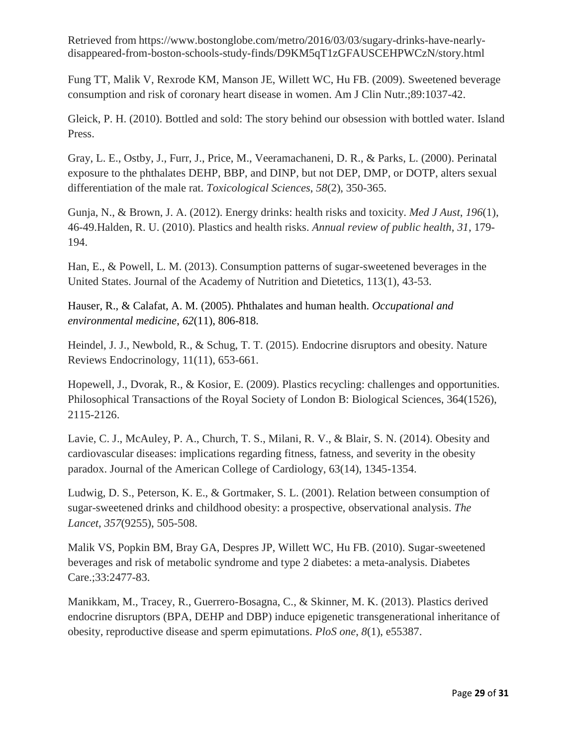Retrieved from https://www.bostonglobe.com/metro/2016/03/03/sugary-drinks-have-nearly-disappeared-from-boston-schools-study-finds/D9KM5qT1zGFAUSCEHPWCzN/story.html

Fung TT, Malik V, Rexrode KM, Manson JE, Willett WC, Hu FB. (2009). Sweetened beverage consumption and risk of coronary heart disease in women. Am J Clin Nutr.;89:1037-42.

Gleick, P. H. (2010). Bottled and sold: The story behind our obsession with bottled water. Island Press.

Gray, L. E., Ostby, J., Furr, J., Price, M., Veeramachaneni, D. R., & Parks, L. (2000). Perinatal exposure to the phthalates DEHP, BBP, and DINP, but not DEP, DMP, or DOTP, alters sexual differentiation of the male rat. *Toxicological Sciences*, *58*(2), 350-365.

Gunja, N., & Brown, J. A. (2012). Energy drinks: health risks and toxicity. *Med J Aust*, *196*(1), 46-49.Halden, R. U. (2010). Plastics and health risks. *Annual review of public health*, *31*, 179-194.

Han, E., & Powell, L. M. (2013). Consumption patterns of sugar-sweetened beverages in the United States. Journal of the Academy of Nutrition and Dietetics, 113(1), 43-53.

Hauser, R., & Calafat, A. M. (2005). Phthalates and human health. *Occupational and environmental medicine*, *62*(11), 806-818.

Heindel, J. J., Newbold, R., & Schug, T. T. (2015). Endocrine disruptors and obesity. Nature Reviews Endocrinology, 11(11), 653-661.

Hopewell, J., Dvorak, R., & Kosior, E. (2009). Plastics recycling: challenges and opportunities. Philosophical Transactions of the Royal Society of London B: Biological Sciences, 364(1526), 2115-2126.

Lavie, C. J., McAuley, P. A., Church, T. S., Milani, R. V., & Blair, S. N. (2014). Obesity and cardiovascular diseases: implications regarding fitness, fatness, and severity in the obesity paradox. Journal of the American College of Cardiology, 63(14), 1345-1354.

Ludwig, D. S., Peterson, K. E., & Gortmaker, S. L. (2001). Relation between consumption of sugar-sweetened drinks and childhood obesity: a prospective, observational analysis. *The Lancet*, *357*(9255), 505-508.

Malik VS, Popkin BM, Bray GA, Despres JP, Willett WC, Hu FB. (2010). Sugar-sweetened beverages and risk of metabolic syndrome and type 2 diabetes: a meta-analysis. Diabetes Care.;33:2477-83.

Manikkam, M., Tracey, R., Guerrero-Bosagna, C., & Skinner, M. K. (2013). Plastics derived endocrine disruptors (BPA, DEHP and DBP) induce epigenetic transgenerational inheritance of obesity, reproductive disease and sperm epimutations. *PloS one*, *8*(1), e55387.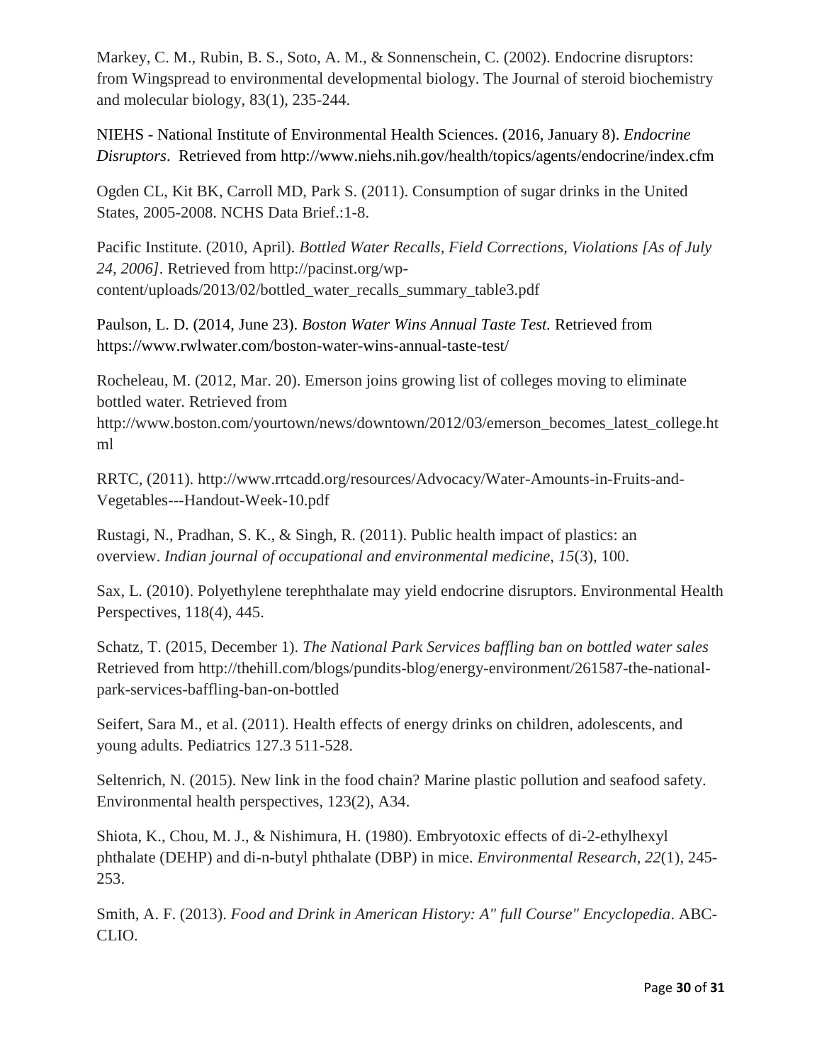Markey, C. M., Rubin, B. S., Soto, A. M., & Sonnenschein, C. (2002). Endocrine disruptors: from Wingspread to environmental developmental biology. The Journal of steroid biochemistry and molecular biology, 83(1), 235-244.

NIEHS - National Institute of Environmental Health Sciences. (2016, January 8). *Endocrine Disruptors*. Retrieved from http://www.niehs.nih.gov/health/topics/agents/endocrine/index.cfm

Ogden CL, Kit BK, Carroll MD, Park S. (2011). Consumption of sugar drinks in the United States, 2005-2008. NCHS Data Brief.:1-8.

Pacific Institute. (2010, April). *Bottled Water Recalls, Field Corrections, Violations [As of July 24, 2006]*. Retrieved from http://pacinst.org/wp-content/uploads/2013/02/bottled_water_recalls_summary_table3.pdf

Paulson, L. D. (2014, June 23). *Boston Water Wins Annual Taste Test.* Retrieved from https://www.rwlwater.com/boston-water-wins-annual-taste-test/

Rocheleau, M. (2012, Mar. 20). Emerson joins growing list of colleges moving to eliminate bottled water. Retrieved from http://www.boston.com/yourtown/news/downtown/2012/03/emerson_becomes_latest_college.html

RRTC, (2011). http://www.rrtcadd.org/resources/Advocacy/Water-Amounts-in-Fruits-and-Vegetables---Handout-Week-10.pdf

Rustagi, N., Pradhan, S. K., & Singh, R. (2011). Public health impact of plastics: an overview. *Indian journal of occupational and environmental medicine*, *15*(3), 100.

Sax, L. (2010). Polyethylene terephthalate may yield endocrine disruptors. Environmental Health Perspectives, 118(4), 445.

Schatz, T. (2015, December 1). *The National Park Services baffling ban on bottled water sales* Retrieved from http://thehill.com/blogs/pundits-blog/energy-environment/261587-the-national-park-services-baffling-ban-on-bottled

Seifert, Sara M., et al. (2011). Health effects of energy drinks on children, adolescents, and young adults. Pediatrics 127.3 511-528.

Seltenrich, N. (2015). New link in the food chain? Marine plastic pollution and seafood safety. Environmental health perspectives, 123(2), A34.

Shiota, K., Chou, M. J., & Nishimura, H. (1980). Embryotoxic effects of di-2-ethylhexyl phthalate (DEHP) and di-n-butyl phthalate (DBP) in mice. *Environmental Research*, *22*(1), 245-253.

Smith, A. F. (2013). *Food and Drink in American History: A" full Course" Encyclopedia*. ABC-CLIO.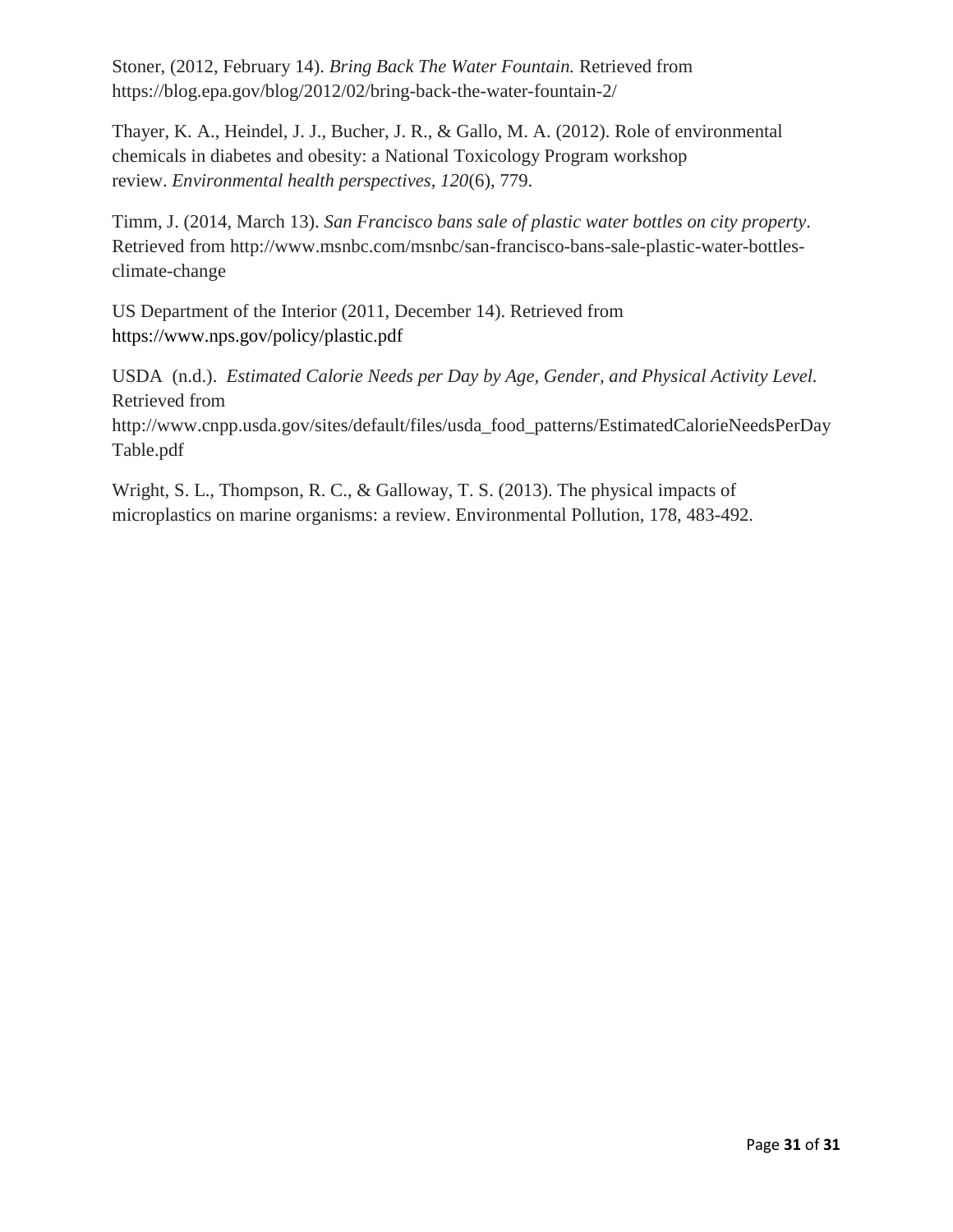Stoner, (2012, February 14). *Bring Back The Water Fountain.* Retrieved from https://blog.epa.gov/blog/2012/02/bring-back-the-water-fountain-2/

Thayer, K. A., Heindel, J. J., Bucher, J. R., & Gallo, M. A. (2012). Role of environmental chemicals in diabetes and obesity: a National Toxicology Program workshop review. *Environmental health perspectives*, *120*(6), 779.

Timm, J. (2014, March 13). *San Francisco bans sale of plastic water bottles on city property*. Retrieved from http://www.msnbc.com/msnbc/san-francisco-bans-sale-plastic-water-bottles-climate-change

US Department of the Interior (2011, December 14). Retrieved from https://www.nps.gov/policy/plastic.pdf

USDA (n.d.). *Estimated Calorie Needs per Day by Age, Gender, and Physical Activity Level.* Retrieved from http://www.cnpp.usda.gov/sites/default/files/usda_food_patterns/EstimatedCalorieNeedsPerDayTable.pdf

Wright, S. L., Thompson, R. C., & Galloway, T. S. (2013). The physical impacts of microplastics on marine organisms: a review. Environmental Pollution, 178, 483-492.